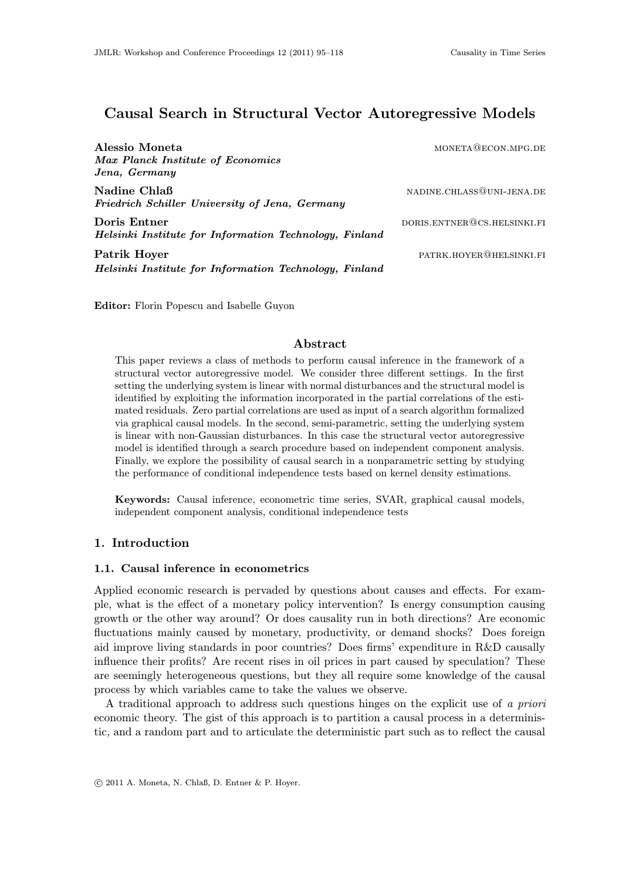# Causal Search in Structural Vector Autoregressive Models

**Alessio Moneta** MONETA@ECON.MPG.DE
***Max Planck Institute of Economics***
***Jena, Germany***

**Nadine Chlaß** NADINE.CHLASS@UNI-JENA.DE
***Friedrich Schiller University of Jena, Germany***

**Doris Entner** DORIS.ENTNER@CS.HELSINKI.FI
***Helsinki Institute for Information Technology, Finland***

**Patrik Hoyer** PATRK.HOYER@HELSINKI.FI
***Helsinki Institute for Information Technology, Finland***

**Editor:** Florin Popescu and Isabelle Guyon

## Abstract

This paper reviews a class of methods to perform causal inference in the framework of a structural vector autoregressive model. We consider three different settings. In the first setting the underlying system is linear with normal disturbances and the structural model is identified by exploiting the information incorporated in the partial correlations of the estimated residuals. Zero partial correlations are used as input of a search algorithm formalized via graphical causal models. In the second, semi-parametric, setting the underlying system is linear with non-Gaussian disturbances. In this case the structural vector autoregressive model is identified through a search procedure based on independent component analysis. Finally, we explore the possibility of causal search in a nonparametric setting by studying the performance of conditional independence tests based on kernel density estimations.

**Keywords:** Causal inference, econometric time series, SVAR, graphical causal models, independent component analysis, conditional independence tests

## 1. Introduction

### 1.1. Causal inference in econometrics

Applied economic research is pervaded by questions about causes and effects. For example, what is the effect of a monetary policy intervention? Is energy consumption causing growth or the other way around? Or does causality run in both directions? Are economic fluctuations mainly caused by monetary, productivity, or demand shocks? Does foreign aid improve living standards in poor countries? Does firms' expenditure in R&D causally influence their profits? Are recent rises in oil prices in part caused by speculation? These are seemingly heterogeneous questions, but they all require some knowledge of the causal process by which variables came to take the values we observe.

A traditional approach to address such questions hinges on the explicit use of *a priori* economic theory. The gist of this approach is to partition a causal process in a deterministic, and a random part and to articulate the deterministic part such as to reflect the causal

© 2011 A. Moneta, N. Chlaß, D. Entner & P. Hoyer.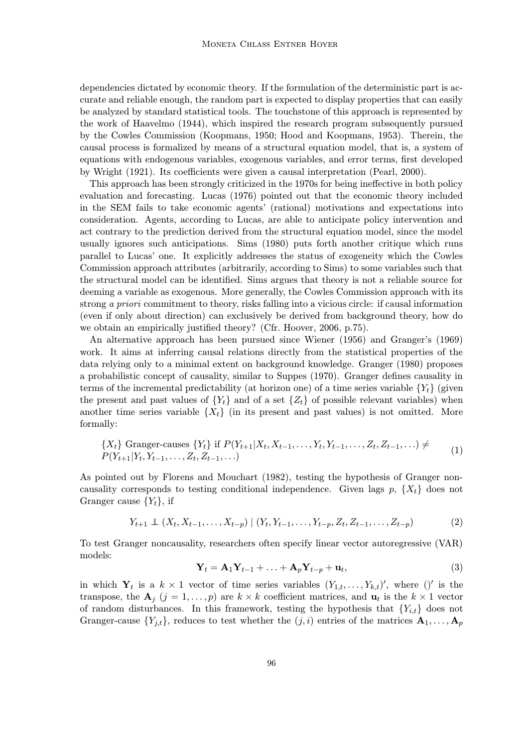dependencies dictated by economic theory. If the formulation of the deterministic part is accurate and reliable enough, the random part is expected to display properties that can easily be analyzed by standard statistical tools. The touchstone of this approach is represented by the work of Haavelmo (1944), which inspired the research program subsequently pursued by the Cowles Commission (Koopmans, 1950; Hood and Koopmans, 1953). Therein, the causal process is formalized by means of a structural equation model, that is, a system of equations with endogenous variables, exogenous variables, and error terms, first developed by Wright (1921). Its coefficients were given a causal interpretation (Pearl, 2000).

This approach has been strongly criticized in the 1970s for being ineffective in both policy evaluation and forecasting. Lucas (1976) pointed out that the economic theory included in the SEM fails to take economic agents' (rational) motivations and expectations into consideration. Agents, according to Lucas, are able to anticipate policy intervention and act contrary to the prediction derived from the structural equation model, since the model usually ignores such anticipations. Sims (1980) puts forth another critique which runs parallel to Lucas' one. It explicitly addresses the status of exogeneity which the Cowles Commission approach attributes (arbitrarily, according to Sims) to some variables such that the structural model can be identified. Sims argues that theory is not a reliable source for deeming a variable as exogenous. More generally, the Cowles Commission approach with its strong *a priori* commitment to theory, risks falling into a vicious circle: if causal information (even if only about direction) can exclusively be derived from background theory, how do we obtain an empirically justified theory? (Cfr. Hoover, 2006, p.75).

An alternative approach has been pursued since Wiener (1956) and Granger's (1969) work. It aims at inferring causal relations directly from the statistical properties of the data relying only to a minimal extent on background knowledge. Granger (1980) proposes a probabilistic concept of causality, similar to Suppes (1970). Granger defines causality in terms of the incremental predictability (at horizon one) of a time series variable $\{Y_t\}$ (given the present and past values of $\{Y_t\}$ and of a set $\{Z_t\}$ of possible relevant variables) when another time series variable $\{X_t\}$ (in its present and past values) is not omitted. More formally:

$$\{X_t\} \text{ Granger-causes } \{Y_t\} \text{ if } P(Y_{t+1}|X_t, X_{t-1}, \ldots, Y_t, Y_{t-1}, \ldots, Z_t, Z_{t-1}, \ldots) \neq P(Y_{t+1}|Y_t, Y_{t-1}, \ldots, Z_t, Z_{t-1}, \ldots) \tag{1}$$

As pointed out by Florens and Mouchart (1982), testing the hypothesis of Granger noncausality corresponds to testing conditional independence. Given lags $p$, $\{X_t\}$ does not Granger cause $\{Y_t\}$, if

$$Y_{t+1} \perp\!\!\!\perp (X_t, X_{t-1}, \ldots, X_{t-p}) \mid (Y_t, Y_{t-1}, \ldots, Y_{t-p}, Z_t, Z_{t-1}, \ldots, Z_{t-p}) \tag{2}$$

To test Granger noncausality, researchers often specify linear vector autoregressive (VAR) models:

$$\mathbf{Y}_t = \mathbf{A}_1 \mathbf{Y}_{t-1} + \ldots + \mathbf{A}_p \mathbf{Y}_{t-p} + \mathbf{u}_t, \tag{3}$$

in which $\mathbf{Y}_t$ is a $k \times 1$ vector of time series variables $(Y_{1,t}, \ldots, Y_{k,t})'$, where $()'$ is the transpose, the $\mathbf{A}_j$ $(j = 1, \ldots, p)$ are $k \times k$ coefficient matrices, and $\mathbf{u}_t$ is the $k \times 1$ vector of random disturbances. In this framework, testing the hypothesis that $\{Y_{i,t}\}$ does not Granger-cause $\{Y_{j,t}\}$, reduces to test whether the $(j, i)$ entries of the matrices $\mathbf{A}_1, \ldots, \mathbf{A}_p$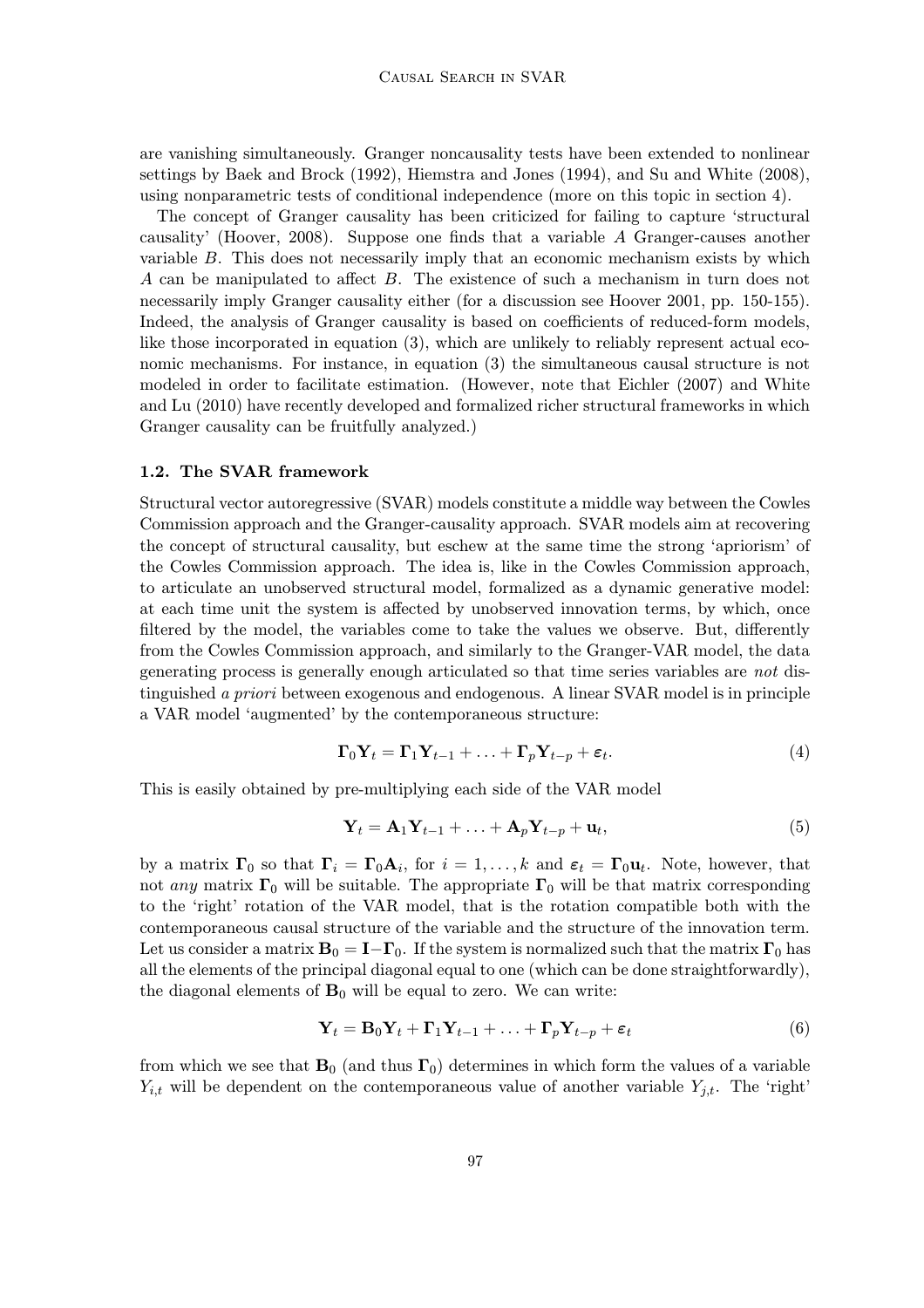are vanishing simultaneously. Granger noncausality tests have been extended to nonlinear settings by Baek and Brock (1992), Hiemstra and Jones (1994), and Su and White (2008), using nonparametric tests of conditional independence (more on this topic in section 4).

The concept of Granger causality has been criticized for failing to capture 'structural causality' (Hoover, 2008). Suppose one finds that a variable $A$ Granger-causes another variable $B$. This does not necessarily imply that an economic mechanism exists by which $A$ can be manipulated to affect $B$. The existence of such a mechanism in turn does not necessarily imply Granger causality either (for a discussion see Hoover 2001, pp. 150-155). Indeed, the analysis of Granger causality is based on coefficients of reduced-form models, like those incorporated in equation (3), which are unlikely to reliably represent actual economic mechanisms. For instance, in equation (3) the simultaneous causal structure is not modeled in order to facilitate estimation. (However, note that Eichler (2007) and White and Lu (2010) have recently developed and formalized richer structural frameworks in which Granger causality can be fruitfully analyzed.)

### 1.2. The SVAR framework

Structural vector autoregressive (SVAR) models constitute a middle way between the Cowles Commission approach and the Granger-causality approach. SVAR models aim at recovering the concept of structural causality, but eschew at the same time the strong 'apriorism' of the Cowles Commission approach. The idea is, like in the Cowles Commission approach, to articulate an unobserved structural model, formalized as a dynamic generative model: at each time unit the system is affected by unobserved innovation terms, by which, once filtered by the model, the variables come to take the values we observe. But, differently from the Cowles Commission approach, and similarly to the Granger-VAR model, the data generating process is generally enough articulated so that time series variables are *not* distinguished *a priori* between exogenous and endogenous. A linear SVAR model is in principle a VAR model 'augmented' by the contemporaneous structure:

$$\mathbf{\Gamma}_0 \mathbf{Y}_t = \mathbf{\Gamma}_1 \mathbf{Y}_{t-1} + \ldots + \mathbf{\Gamma}_p \mathbf{Y}_{t-p} + \boldsymbol{\varepsilon}_t. \tag{4}$$

This is easily obtained by pre-multiplying each side of the VAR model

$$\mathbf{Y}_t = \mathbf{A}_1 \mathbf{Y}_{t-1} + \ldots + \mathbf{A}_p \mathbf{Y}_{t-p} + \mathbf{u}_t, \tag{5}$$

by a matrix $\mathbf{\Gamma}_0$ so that $\mathbf{\Gamma}_i = \mathbf{\Gamma}_0 \mathbf{A}_i$, for $i = 1, \ldots, k$ and $\boldsymbol{\varepsilon}_t = \mathbf{\Gamma}_0 \mathbf{u}_t$. Note, however, that not *any* matrix $\mathbf{\Gamma}_0$ will be suitable. The appropriate $\mathbf{\Gamma}_0$ will be that matrix corresponding to the 'right' rotation of the VAR model, that is the rotation compatible both with the contemporaneous causal structure of the variable and the structure of the innovation term. Let us consider a matrix $\mathbf{B}_0 = \mathbf{I} - \mathbf{\Gamma}_0$. If the system is normalized such that the matrix $\mathbf{\Gamma}_0$ has all the elements of the principal diagonal equal to one (which can be done straightforwardly), the diagonal elements of $\mathbf{B}_0$ will be equal to zero. We can write:

$$\mathbf{Y}_t = \mathbf{B}_0 \mathbf{Y}_t + \mathbf{\Gamma}_1 \mathbf{Y}_{t-1} + \ldots + \mathbf{\Gamma}_p \mathbf{Y}_{t-p} + \boldsymbol{\varepsilon}_t \tag{6}$$

from which we see that $\mathbf{B}_0$ (and thus $\mathbf{\Gamma}_0$) determines in which form the values of a variable $Y_{i,t}$ will be dependent on the contemporaneous value of another variable $Y_{j,t}$. The 'right'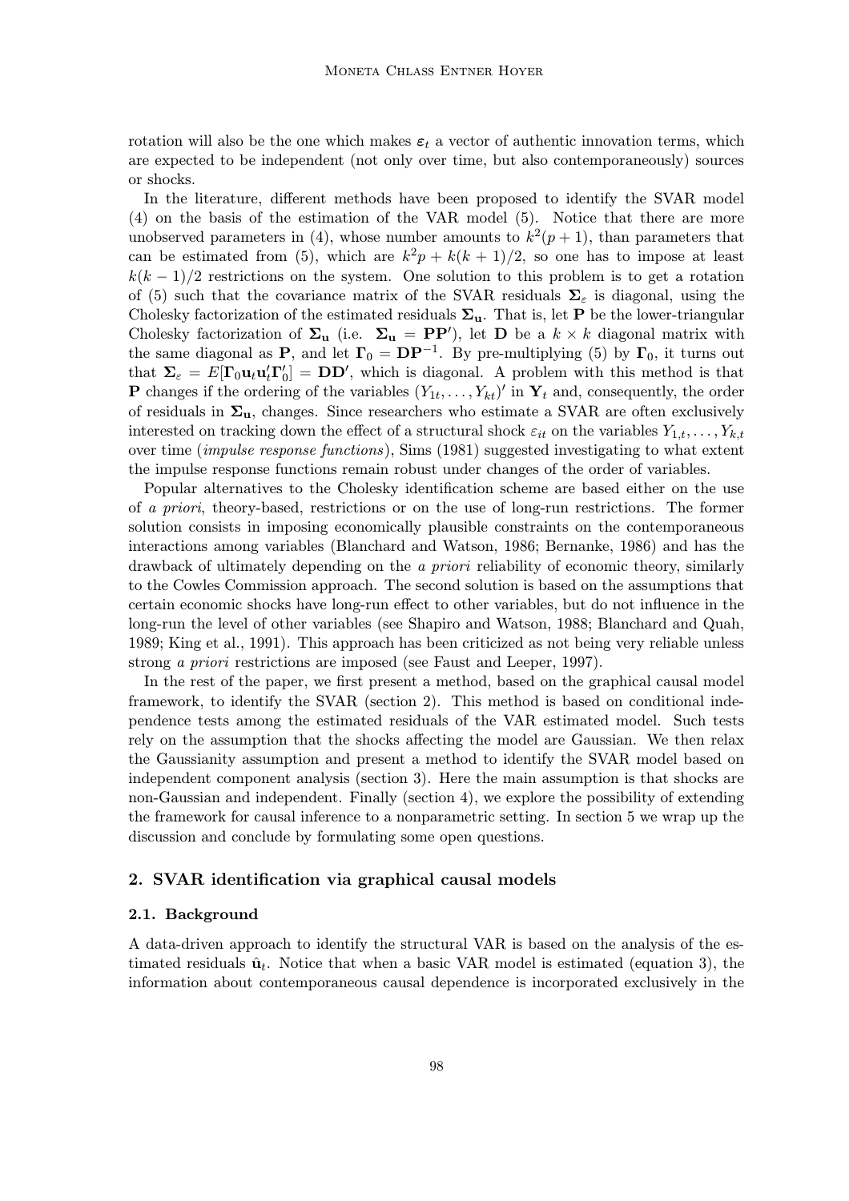rotation will also be the one which makes $\boldsymbol{\varepsilon}_t$ a vector of authentic innovation terms, which are expected to be independent (not only over time, but also contemporaneously) sources or shocks.

In the literature, different methods have been proposed to identify the SVAR model (4) on the basis of the estimation of the VAR model (5). Notice that there are more unobserved parameters in (4), whose number amounts to $k^2(p+1)$, than parameters that can be estimated from (5), which are $k^2p + k(k+1)/2$, so one has to impose at least $k(k-1)/2$ restrictions on the system. One solution to this problem is to get a rotation of (5) such that the covariance matrix of the SVAR residuals $\boldsymbol{\Sigma}_\varepsilon$ is diagonal, using the Cholesky factorization of the estimated residuals $\boldsymbol{\Sigma}_\mathbf{u}$. That is, let $\mathbf{P}$ be the lower-triangular Cholesky factorization of $\boldsymbol{\Sigma}_\mathbf{u}$ (i.e. $\boldsymbol{\Sigma}_\mathbf{u} = \mathbf{PP}'$), let $\mathbf{D}$ be a $k \times k$ diagonal matrix with the same diagonal as $\mathbf{P}$, and let $\boldsymbol{\Gamma}_0 = \mathbf{DP}^{-1}$. By pre-multiplying (5) by $\boldsymbol{\Gamma}_0$, it turns out that $\boldsymbol{\Sigma}_\varepsilon = E[\boldsymbol{\Gamma}_0 \mathbf{u}_t \mathbf{u}_t' \boldsymbol{\Gamma}_0'] = \mathbf{DD}'$, which is diagonal. A problem with this method is that $\mathbf{P}$ changes if the ordering of the variables $(Y_{1t}, \ldots, Y_{kt})'$ in $\mathbf{Y}_t$ and, consequently, the order of residuals in $\boldsymbol{\Sigma}_\mathbf{u}$, changes. Since researchers who estimate a SVAR are often exclusively interested on tracking down the effect of a structural shock $\varepsilon_{it}$ on the variables $Y_{1,t}, \ldots, Y_{k,t}$ over time (*impulse response functions*), Sims (1981) suggested investigating to what extent the impulse response functions remain robust under changes of the order of variables.

Popular alternatives to the Cholesky identification scheme are based either on the use of *a priori*, theory-based, restrictions or on the use of long-run restrictions. The former solution consists in imposing economically plausible constraints on the contemporaneous interactions among variables (Blanchard and Watson, 1986; Bernanke, 1986) and has the drawback of ultimately depending on the *a priori* reliability of economic theory, similarly to the Cowles Commission approach. The second solution is based on the assumptions that certain economic shocks have long-run effect to other variables, but do not influence in the long-run the level of other variables (see Shapiro and Watson, 1988; Blanchard and Quah, 1989; King et al., 1991). This approach has been criticized as not being very reliable unless strong *a priori* restrictions are imposed (see Faust and Leeper, 1997).

In the rest of the paper, we first present a method, based on the graphical causal model framework, to identify the SVAR (section 2). This method is based on conditional independence tests among the estimated residuals of the VAR estimated model. Such tests rely on the assumption that the shocks affecting the model are Gaussian. We then relax the Gaussianity assumption and present a method to identify the SVAR model based on independent component analysis (section 3). Here the main assumption is that shocks are non-Gaussian and independent. Finally (section 4), we explore the possibility of extending the framework for causal inference to a nonparametric setting. In section 5 we wrap up the discussion and conclude by formulating some open questions.

## 2. SVAR identification via graphical causal models

### 2.1. Background

A data-driven approach to identify the structural VAR is based on the analysis of the estimated residuals $\hat{\mathbf{u}}_t$. Notice that when a basic VAR model is estimated (equation 3), the information about contemporaneous causal dependence is incorporated exclusively in the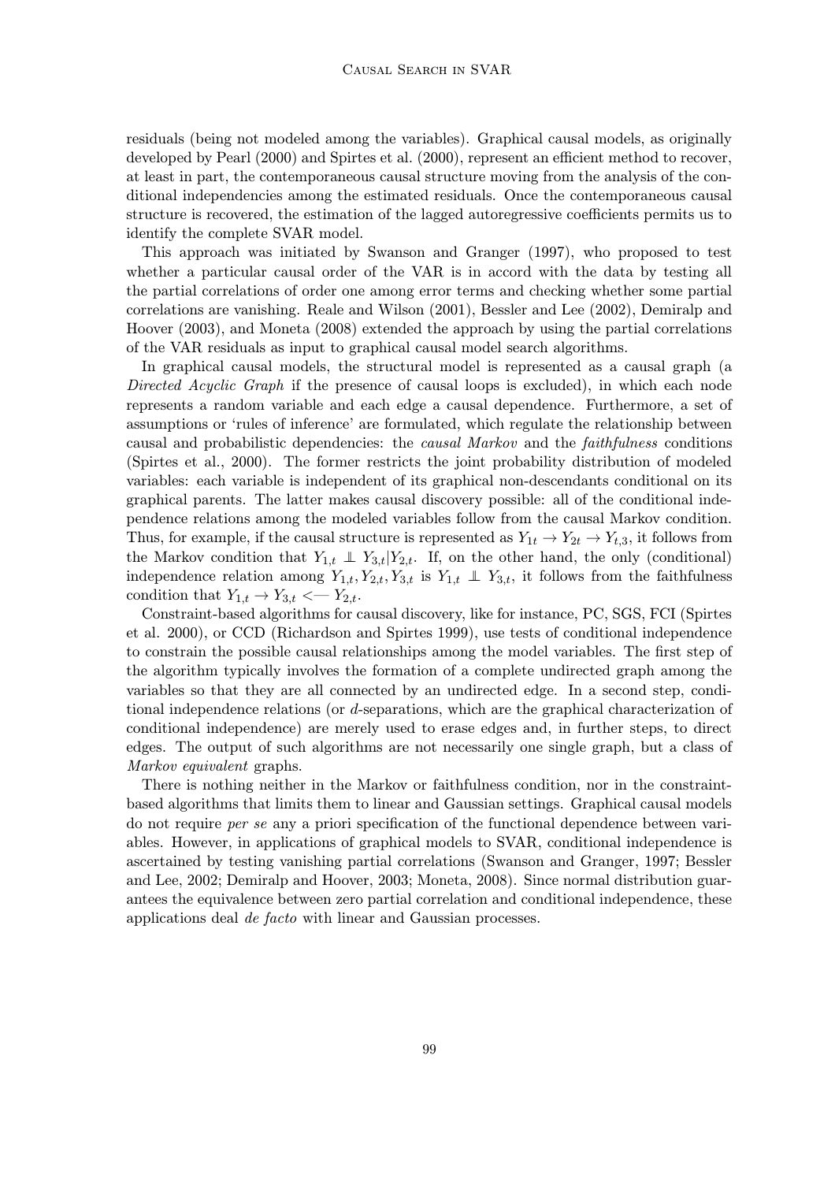residuals (being not modeled among the variables). Graphical causal models, as originally developed by Pearl (2000) and Spirtes et al. (2000), represent an efficient method to recover, at least in part, the contemporaneous causal structure moving from the analysis of the conditional independencies among the estimated residuals. Once the contemporaneous causal structure is recovered, the estimation of the lagged autoregressive coefficients permits us to identify the complete SVAR model.

This approach was initiated by Swanson and Granger (1997), who proposed to test whether a particular causal order of the VAR is in accord with the data by testing all the partial correlations of order one among error terms and checking whether some partial correlations are vanishing. Reale and Wilson (2001), Bessler and Lee (2002), Demiralp and Hoover (2003), and Moneta (2008) extended the approach by using the partial correlations of the VAR residuals as input to graphical causal model search algorithms.

In graphical causal models, the structural model is represented as a causal graph (a *Directed Acyclic Graph* if the presence of causal loops is excluded), in which each node represents a random variable and each edge a causal dependence. Furthermore, a set of assumptions or 'rules of inference' are formulated, which regulate the relationship between causal and probabilistic dependencies: the *causal Markov* and the *faithfulness* conditions (Spirtes et al., 2000). The former restricts the joint probability distribution of modeled variables: each variable is independent of its graphical non-descendants conditional on its graphical parents. The latter makes causal discovery possible: all of the conditional independence relations among the modeled variables follow from the causal Markov condition. Thus, for example, if the causal structure is represented as $Y_{1t} \rightarrow Y_{2t} \rightarrow Y_{t,3}$, it follows from the Markov condition that $Y_{1,t} \perp\!\!\!\perp Y_{3,t} | Y_{2,t}$. If, on the other hand, the only (conditional) independence relation among $Y_{1,t}, Y_{2,t}, Y_{3,t}$ is $Y_{1,t} \perp\!\!\!\perp Y_{3,t}$, it follows from the faithfulness condition that $Y_{1,t} \rightarrow Y_{3,t} \longleftarrow Y_{2,t}$.

Constraint-based algorithms for causal discovery, like for instance, PC, SGS, FCI (Spirtes et al. 2000), or CCD (Richardson and Spirtes 1999), use tests of conditional independence to constrain the possible causal relationships among the model variables. The first step of the algorithm typically involves the formation of a complete undirected graph among the variables so that they are all connected by an undirected edge. In a second step, conditional independence relations (or *d*-separations, which are the graphical characterization of conditional independence) are merely used to erase edges and, in further steps, to direct edges. The output of such algorithms are not necessarily one single graph, but a class of *Markov equivalent* graphs.

There is nothing neither in the Markov or faithfulness condition, nor in the constraint-based algorithms that limits them to linear and Gaussian settings. Graphical causal models do not require *per se* any a priori specification of the functional dependence between variables. However, in applications of graphical models to SVAR, conditional independence is ascertained by testing vanishing partial correlations (Swanson and Granger, 1997; Bessler and Lee, 2002; Demiralp and Hoover, 2003; Moneta, 2008). Since normal distribution guarantees the equivalence between zero partial correlation and conditional independence, these applications deal *de facto* with linear and Gaussian processes.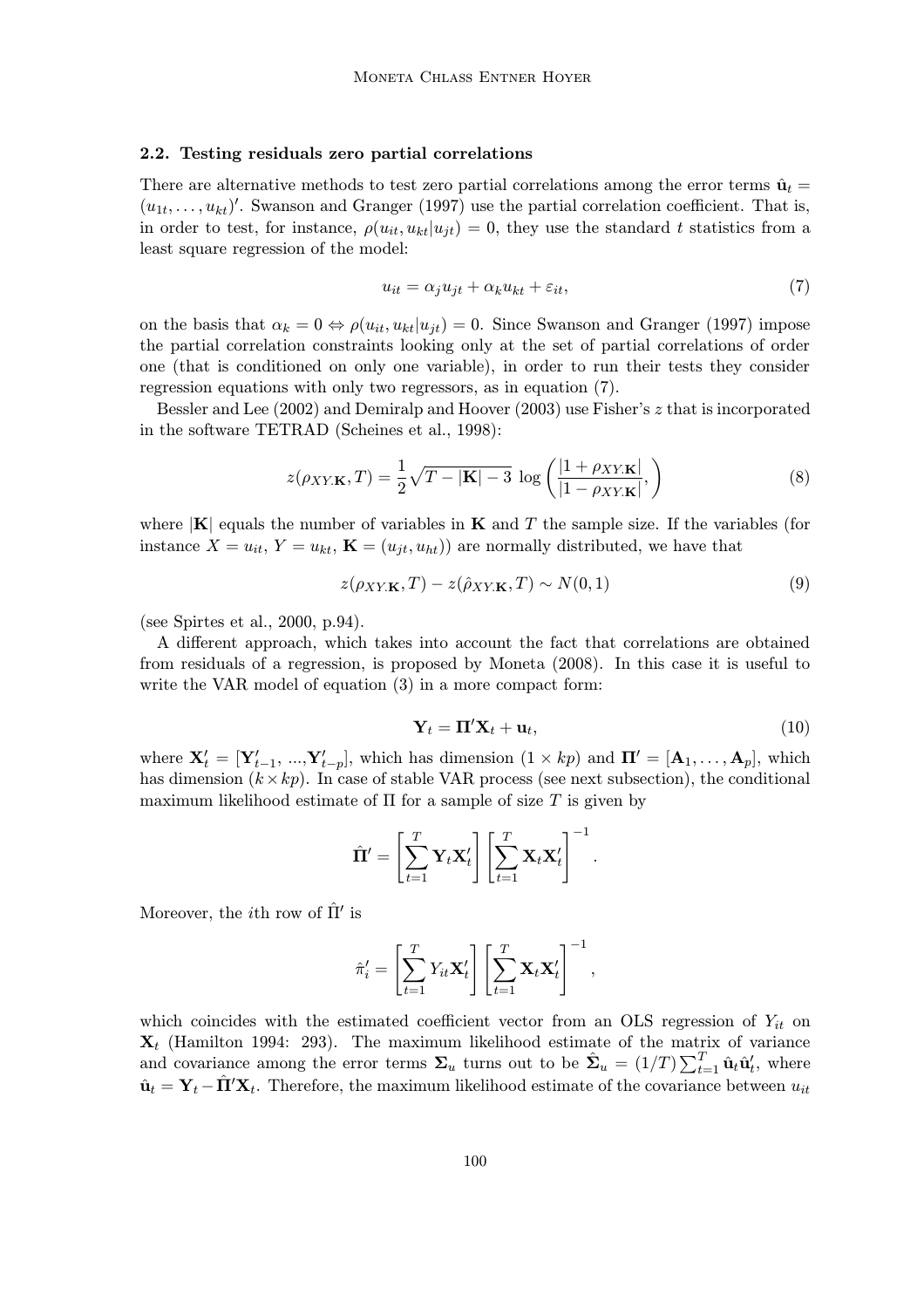### 2.2. Testing residuals zero partial correlations

There are alternative methods to test zero partial correlations among the error terms $\hat{\mathbf{u}}_t = (u_{1t}, \ldots, u_{kt})'$. Swanson and Granger (1997) use the partial correlation coefficient. That is, in order to test, for instance, $\rho(u_{it}, u_{kt}|u_{jt}) = 0$, they use the standard $t$ statistics from a least square regression of the model:

$$u_{it} = \alpha_j u_{jt} + \alpha_k u_{kt} + \varepsilon_{it}, \tag{7}$$

on the basis that $\alpha_k = 0 \Leftrightarrow \rho(u_{it}, u_{kt}|u_{jt}) = 0$. Since Swanson and Granger (1997) impose the partial correlation constraints looking only at the set of partial correlations of order one (that is conditioned on only one variable), in order to run their tests they consider regression equations with only two regressors, as in equation (7).

Bessler and Lee (2002) and Demiralp and Hoover (2003) use Fisher's $z$ that is incorporated in the software TETRAD (Scheines et al., 1998):

$$z(\rho_{XY.\mathbf{K}}, T) = \frac{1}{2}\sqrt{T - |\mathbf{K}| - 3}\ \log\left(\frac{|1 + \rho_{XY.\mathbf{K}}|}{|1 - \rho_{XY.\mathbf{K}}|},\right) \tag{8}$$

where $|\mathbf{K}|$ equals the number of variables in $\mathbf{K}$ and $T$ the sample size. If the variables (for instance $X = u_{it}$, $Y = u_{kt}$, $\mathbf{K} = (u_{jt}, u_{ht})$) are normally distributed, we have that

$$z(\rho_{XY.\mathbf{K}}, T) - z(\hat{\rho}_{XY.\mathbf{K}}, T) \sim N(0, 1) \tag{9}$$

(see Spirtes et al., 2000, p.94).

A different approach, which takes into account the fact that correlations are obtained from residuals of a regression, is proposed by Moneta (2008). In this case it is useful to write the VAR model of equation (3) in a more compact form:

$$\mathbf{Y}_t = \mathbf{\Pi}'\mathbf{X}_t + \mathbf{u}_t, \tag{10}$$

where $\mathbf{X}_t' = [\mathbf{Y}_{t-1}', \ldots, \mathbf{Y}_{t-p}']$, which has dimension $(1 \times kp)$ and $\mathbf{\Pi}' = [\mathbf{A}_1, \ldots, \mathbf{A}_p]$, which has dimension $(k \times kp)$. In case of stable VAR process (see next subsection), the conditional maximum likelihood estimate of $\Pi$ for a sample of size $T$ is given by

$$\hat{\mathbf{\Pi}}' = \left[\sum_{t=1}^{T} \mathbf{Y}_t \mathbf{X}_t'\right] \left[\sum_{t=1}^{T} \mathbf{X}_t \mathbf{X}_t'\right]^{-1}.$$

Moreover, the $i$th row of $\hat{\Pi}'$ is

$$\hat{\pi}_i' = \left[\sum_{t=1}^{T} Y_{it} \mathbf{X}_t'\right] \left[\sum_{t=1}^{T} \mathbf{X}_t \mathbf{X}_t'\right]^{-1},$$

which coincides with the estimated coefficient vector from an OLS regression of $Y_{it}$ on $\mathbf{X}_t$ (Hamilton 1994: 293). The maximum likelihood estimate of the matrix of variance and covariance among the error terms $\mathbf{\Sigma}_u$ turns out to be $\hat{\mathbf{\Sigma}}_u = (1/T)\sum_{t=1}^{T} \hat{\mathbf{u}}_t \hat{\mathbf{u}}_t'$, where $\hat{\mathbf{u}}_t = \mathbf{Y}_t - \hat{\mathbf{\Pi}}'\mathbf{X}_t$. Therefore, the maximum likelihood estimate of the covariance between $u_{it}$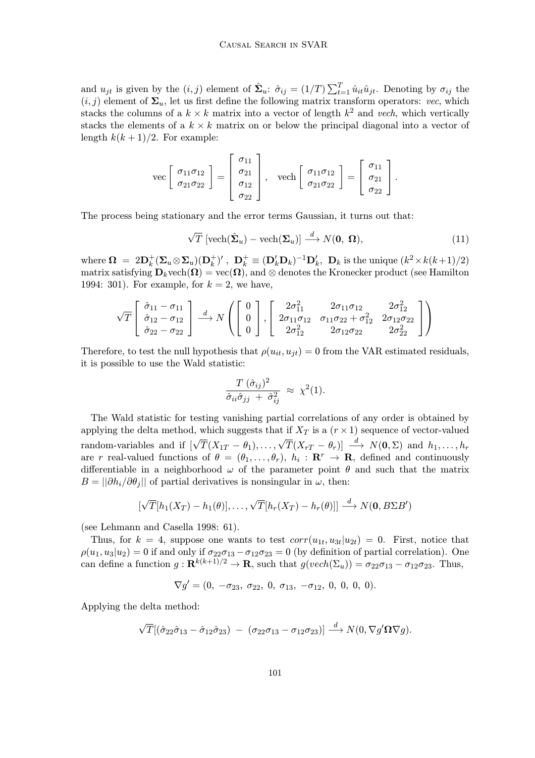and $u_{jt}$ is given by the $(i,j)$ element of $\hat{\boldsymbol{\Sigma}}_u$: $\hat{\sigma}_{ij} = (1/T)\sum_{t=1}^{T} \hat{u}_{it}\hat{u}_{jt}$. Denoting by $\sigma_{ij}$ the $(i,j)$ element of $\boldsymbol{\Sigma}_u$, let us first define the following matrix transform operators: *vec*, which stacks the columns of a $k \times k$ matrix into a vector of length $k^2$ and *vech*, which vertically stacks the elements of a $k \times k$ matrix on or below the principal diagonal into a vector of length $k(k+1)/2$. For example:

$$\text{vec}\begin{bmatrix} \sigma_{11}\sigma_{12} \\ \sigma_{21}\sigma_{22} \end{bmatrix} = \begin{bmatrix} \sigma_{11} \\ \sigma_{21} \\ \sigma_{12} \\ \sigma_{22} \end{bmatrix}, \quad \text{vech}\begin{bmatrix} \sigma_{11}\sigma_{12} \\ \sigma_{21}\sigma_{22} \end{bmatrix} = \begin{bmatrix} \sigma_{11} \\ \sigma_{21} \\ \sigma_{22} \end{bmatrix}.$$

The process being stationary and the error terms Gaussian, it turns out that:

$$\sqrt{T}\,[\text{vech}(\hat{\boldsymbol{\Sigma}}_u) - \text{vech}(\boldsymbol{\Sigma}_u)] \xrightarrow{d} N(\mathbf{0},\ \boldsymbol{\Omega}), \tag{11}$$

where $\boldsymbol{\Omega} = 2\mathbf{D}_k^{+}(\boldsymbol{\Sigma}_u \otimes \boldsymbol{\Sigma}_u)(\mathbf{D}_k^{+})'$, $\mathbf{D}_k^{+} \equiv (\mathbf{D}_k'\mathbf{D}_k)^{-1}\mathbf{D}_k'$, $\mathbf{D}_k$ is the unique $(k^2 \times k(k+1)/2)$ matrix satisfying $\mathbf{D}_k\text{vech}(\boldsymbol{\Omega}) = \text{vec}(\boldsymbol{\Omega})$, and $\otimes$ denotes the Kronecker product (see Hamilton 1994: 301). For example, for $k = 2$, we have,

$$\sqrt{T}\begin{bmatrix} \hat{\sigma}_{11} - \sigma_{11} \\ \hat{\sigma}_{12} - \sigma_{12} \\ \hat{\sigma}_{22} - \sigma_{22} \end{bmatrix} \xrightarrow{d} N\left(\begin{bmatrix} 0 \\ 0 \\ 0 \end{bmatrix}, \begin{bmatrix} 2\sigma_{11}^2 & 2\sigma_{11}\sigma_{12} & 2\sigma_{12}^2 \\ 2\sigma_{11}\sigma_{12} & \sigma_{11}\sigma_{22} + \sigma_{12}^2 & 2\sigma_{12}\sigma_{22} \\ 2\sigma_{12}^2 & 2\sigma_{12}\sigma_{22} & 2\sigma_{22}^2 \end{bmatrix}\right)$$

Therefore, to test the null hypothesis that $\rho(u_{it}, u_{jt}) = 0$ from the VAR estimated residuals, it is possible to use the Wald statistic:

$$\frac{T\ (\hat{\sigma}_{ij})^2}{\hat{\sigma}_{ii}\hat{\sigma}_{jj}\ +\ \hat{\sigma}_{ij}^2}\ \approx\ \chi^2(1).$$

The Wald statistic for testing vanishing partial correlations of any order is obtained by applying the delta method, which suggests that if $X_T$ is a $(r \times 1)$ sequence of vector-valued random-variables and if $[\sqrt{T}(X_{1T} - \theta_1), \ldots, \sqrt{T}(X_{rT} - \theta_r)] \xrightarrow{d} N(\mathbf{0}, \Sigma)$ and $h_1, \ldots, h_r$ are $r$ real-valued functions of $\theta = (\theta_1, \ldots, \theta_r)$, $h_i : \mathbf{R}^r \to \mathbf{R}$, defined and continuously differentiable in a neighborhood $\omega$ of the parameter point $\theta$ and such that the matrix $B = ||\partial h_i/\partial\theta_j||$ of partial derivatives is nonsingular in $\omega$, then:

$$[\sqrt{T}[h_1(X_T) - h_1(\theta)], \ldots, \sqrt{T}[h_r(X_T) - h_r(\theta)]] \xrightarrow{d} N(\mathbf{0}, B\Sigma B')$$

(see Lehmann and Casella 1998: 61).

Thus, for $k = 4$, suppose one wants to test $corr(u_{1t}, u_{3t}|u_{2t}) = 0$. First, notice that $\rho(u_1, u_3|u_2) = 0$ if and only if $\sigma_{22}\sigma_{13} - \sigma_{12}\sigma_{23} = 0$ (by definition of partial correlation). One can define a function $g : \mathbf{R}^{k(k+1)/2} \to \mathbf{R}$, such that $g(vech(\Sigma_u)) = \sigma_{22}\sigma_{13} - \sigma_{12}\sigma_{23}$. Thus,

$$\nabla g' = (0,\ -\sigma_{23},\ \sigma_{22},\ 0,\ \sigma_{13},\ -\sigma_{12},\ 0,\ 0,\ 0,\ 0).$$

Applying the delta method:

$$\sqrt{T}[(\hat{\sigma}_{22}\hat{\sigma}_{13} - \hat{\sigma}_{12}\hat{\sigma}_{23})\ -\ (\sigma_{22}\sigma_{13} - \sigma_{12}\sigma_{23})] \xrightarrow{d} N(0, \nabla g'\boldsymbol{\Omega}\nabla g).$$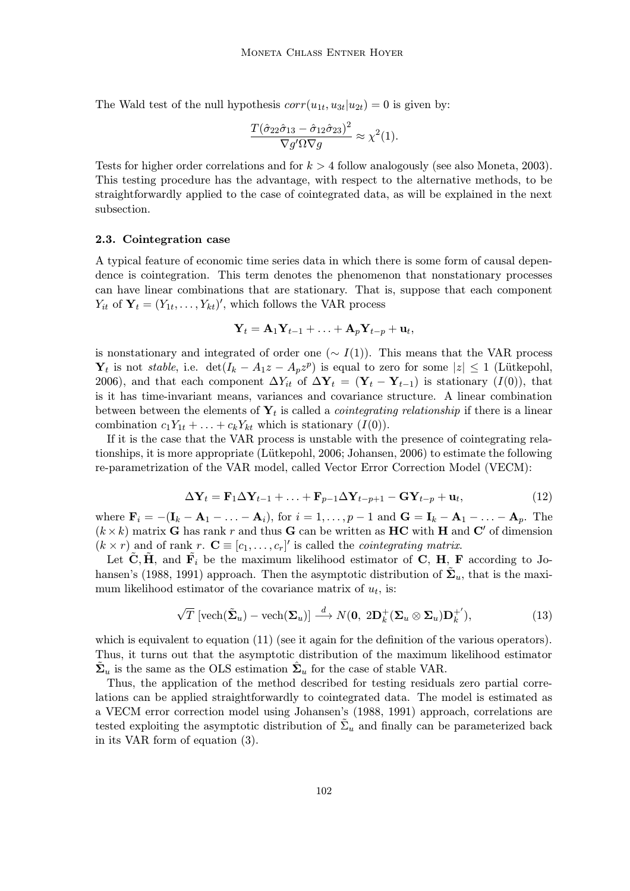The Wald test of the null hypothesis $corr(u_{1t}, u_{3t}|u_{2t}) = 0$ is given by:

$$\frac{T(\hat{\sigma}_{22}\hat{\sigma}_{13} - \hat{\sigma}_{12}\hat{\sigma}_{23})^2}{\nabla g' \Omega \nabla g} \approx \chi^2(1).$$

Tests for higher order correlations and for $k > 4$ follow analogously (see also Moneta, 2003). This testing procedure has the advantage, with respect to the alternative methods, to be straightforwardly applied to the case of cointegrated data, as will be explained in the next subsection.

### 2.3. Cointegration case

A typical feature of economic time series data in which there is some form of causal dependence is cointegration. This term denotes the phenomenon that nonstationary processes can have linear combinations that are stationary. That is, suppose that each component $Y_{it}$ of $\mathbf{Y}_t = (Y_{1t}, \ldots, Y_{kt})'$, which follows the VAR process

$$\mathbf{Y}_t = \mathbf{A}_1 \mathbf{Y}_{t-1} + \ldots + \mathbf{A}_p \mathbf{Y}_{t-p} + \mathbf{u}_t,$$

is nonstationary and integrated of order one ($\sim I(1)$). This means that the VAR process $\mathbf{Y}_t$ is not *stable*, i.e. $\det(I_k - A_1 z - A_p z^p)$ is equal to zero for some $|z| \leq 1$ (Lütkepohl, 2006), and that each component $\Delta Y_{it}$ of $\Delta \mathbf{Y}_t = (\mathbf{Y}_t - \mathbf{Y}_{t-1})$ is stationary ($I(0)$), that is it has time-invariant means, variances and covariance structure. A linear combination between between the elements of $\mathbf{Y}_t$ is called a *cointegrating relationship* if there is a linear combination $c_1 Y_{1t} + \ldots + c_k Y_{kt}$ which is stationary ($I(0)$).

If it is the case that the VAR process is unstable with the presence of cointegrating relationships, it is more appropriate (Lütkepohl, 2006; Johansen, 2006) to estimate the following re-parametrization of the VAR model, called Vector Error Correction Model (VECM):

$$\Delta \mathbf{Y}_t = \mathbf{F}_1 \Delta \mathbf{Y}_{t-1} + \ldots + \mathbf{F}_{p-1} \Delta \mathbf{Y}_{t-p+1} - \mathbf{G} \mathbf{Y}_{t-p} + \mathbf{u}_t, \tag{12}$$

where $\mathbf{F}_i = -(\mathbf{I}_k - \mathbf{A}_1 - \ldots - \mathbf{A}_i)$, for $i = 1, \ldots, p-1$ and $\mathbf{G} = \mathbf{I}_k - \mathbf{A}_1 - \ldots - \mathbf{A}_p$. The $(k \times k)$ matrix $\mathbf{G}$ has rank $r$ and thus $\mathbf{G}$ can be written as $\mathbf{HC}$ with $\mathbf{H}$ and $\mathbf{C}'$ of dimension $(k \times r)$ and of rank $r$. $\mathbf{C} \equiv [c_1, \ldots, c_r]'$ is called the *cointegrating matrix*.

Let $\tilde{\mathbf{C}}, \tilde{\mathbf{H}}$, and $\tilde{\mathbf{F}}_i$ be the maximum likelihood estimator of $\mathbf{C}$, $\mathbf{H}$, $\mathbf{F}$ according to Johansen's (1988, 1991) approach. Then the asymptotic distribution of $\tilde{\mathbf{\Sigma}}_u$, that is the maximum likelihood estimator of the covariance matrix of $u_t$, is:

$$\sqrt{T}\ [\text{vech}(\tilde{\mathbf{\Sigma}}_u) - \text{vech}(\mathbf{\Sigma}_u)] \xrightarrow{d} N(\mathbf{0},\ 2\mathbf{D}_k^{+}(\mathbf{\Sigma}_u \otimes \mathbf{\Sigma}_u)\mathbf{D}_k^{+'}), \tag{13}$$

which is equivalent to equation (11) (see it again for the definition of the various operators). Thus, it turns out that the asymptotic distribution of the maximum likelihood estimator $\tilde{\mathbf{\Sigma}}_u$ is the same as the OLS estimation $\hat{\mathbf{\Sigma}}_u$ for the case of stable VAR.

Thus, the application of the method described for testing residuals zero partial correlations can be applied straightforwardly to cointegrated data. The model is estimated as a VECM error correction model using Johansen's (1988, 1991) approach, correlations are tested exploiting the asymptotic distribution of $\tilde{\Sigma}_u$ and finally can be parameterized back in its VAR form of equation (3).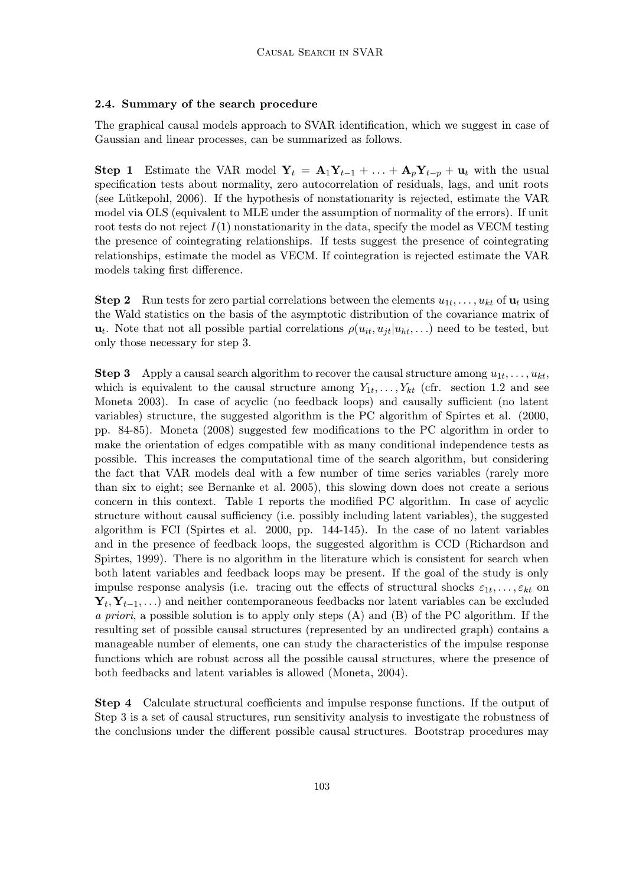### 2.4. Summary of the search procedure

The graphical causal models approach to SVAR identification, which we suggest in case of Gaussian and linear processes, can be summarized as follows.

**Step 1** Estimate the VAR model $\mathbf{Y}_t = \mathbf{A}_1\mathbf{Y}_{t-1} + \ldots + \mathbf{A}_p\mathbf{Y}_{t-p} + \mathbf{u}_t$ with the usual specification tests about normality, zero autocorrelation of residuals, lags, and unit roots (see Lütkepohl, 2006). If the hypothesis of nonstationarity is rejected, estimate the VAR model via OLS (equivalent to MLE under the assumption of normality of the errors). If unit root tests do not reject $I(1)$ nonstationarity in the data, specify the model as VECM testing the presence of cointegrating relationships. If tests suggest the presence of cointegrating relationships, estimate the model as VECM. If cointegration is rejected estimate the VAR models taking first difference.

**Step 2** Run tests for zero partial correlations between the elements $u_{1t}, \ldots, u_{kt}$ of $\mathbf{u}_t$ using the Wald statistics on the basis of the asymptotic distribution of the covariance matrix of $\mathbf{u}_t$. Note that not all possible partial correlations $\rho(u_{it}, u_{jt}|u_{ht}, \ldots)$ need to be tested, but only those necessary for step 3.

**Step 3** Apply a causal search algorithm to recover the causal structure among $u_{1t}, \ldots, u_{kt}$, which is equivalent to the causal structure among $Y_{1t}, \ldots, Y_{kt}$ (cfr. section 1.2 and see Moneta 2003). In case of acyclic (no feedback loops) and causally sufficient (no latent variables) structure, the suggested algorithm is the PC algorithm of Spirtes et al. (2000, pp. 84-85). Moneta (2008) suggested few modifications to the PC algorithm in order to make the orientation of edges compatible with as many conditional independence tests as possible. This increases the computational time of the search algorithm, but considering the fact that VAR models deal with a few number of time series variables (rarely more than six to eight; see Bernanke et al. 2005), this slowing down does not create a serious concern in this context. Table 1 reports the modified PC algorithm. In case of acyclic structure without causal sufficiency (i.e. possibly including latent variables), the suggested algorithm is FCI (Spirtes et al. 2000, pp. 144-145). In the case of no latent variables and in the presence of feedback loops, the suggested algorithm is CCD (Richardson and Spirtes, 1999). There is no algorithm in the literature which is consistent for search when both latent variables and feedback loops may be present. If the goal of the study is only impulse response analysis (i.e. tracing out the effects of structural shocks $\varepsilon_{1t}, \ldots, \varepsilon_{kt}$ on $\mathbf{Y}_t, \mathbf{Y}_{t-1}, \ldots$) and neither contemporaneous feedbacks nor latent variables can be excluded *a priori*, a possible solution is to apply only steps (A) and (B) of the PC algorithm. If the resulting set of possible causal structures (represented by an undirected graph) contains a manageable number of elements, one can study the characteristics of the impulse response functions which are robust across all the possible causal structures, where the presence of both feedbacks and latent variables is allowed (Moneta, 2004).

**Step 4** Calculate structural coefficients and impulse response functions. If the output of Step 3 is a set of causal structures, run sensitivity analysis to investigate the robustness of the conclusions under the different possible causal structures. Bootstrap procedures may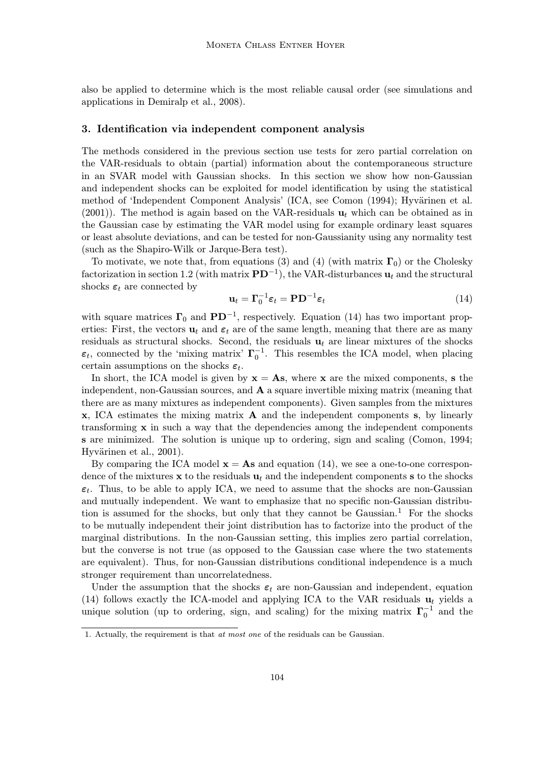also be applied to determine which is the most reliable causal order (see simulations and applications in Demiralp et al., 2008).

### 3. Identification via independent component analysis

The methods considered in the previous section use tests for zero partial correlation on the VAR-residuals to obtain (partial) information about the contemporaneous structure in an SVAR model with Gaussian shocks. In this section we show how non-Gaussian and independent shocks can be exploited for model identification by using the statistical method of 'Independent Component Analysis' (ICA, see Comon (1994); Hyvärinen et al. (2001)). The method is again based on the VAR-residuals $\mathbf{u}_t$ which can be obtained as in the Gaussian case by estimating the VAR model using for example ordinary least squares or least absolute deviations, and can be tested for non-Gaussianity using any normality test (such as the Shapiro-Wilk or Jarque-Bera test).

To motivate, we note that, from equations (3) and (4) (with matrix $\mathbf{\Gamma}_0$) or the Cholesky factorization in section 1.2 (with matrix $\mathbf{PD}^{-1}$), the VAR-disturbances $\mathbf{u}_t$ and the structural shocks $\boldsymbol{\varepsilon}_t$ are connected by

$$\mathbf{u}_t = \mathbf{\Gamma}_0^{-1}\boldsymbol{\varepsilon}_t = \mathbf{PD}^{-1}\boldsymbol{\varepsilon}_t \tag{14}$$

with square matrices $\mathbf{\Gamma}_0$ and $\mathbf{PD}^{-1}$, respectively. Equation (14) has two important properties: First, the vectors $\mathbf{u}_t$ and $\boldsymbol{\varepsilon}_t$ are of the same length, meaning that there are as many residuals as structural shocks. Second, the residuals $\mathbf{u}_t$ are linear mixtures of the shocks $\boldsymbol{\varepsilon}_t$, connected by the 'mixing matrix' $\mathbf{\Gamma}_0^{-1}$. This resembles the ICA model, when placing certain assumptions on the shocks $\boldsymbol{\varepsilon}_t$.

In short, the ICA model is given by $\mathbf{x} = \mathbf{As}$, where $\mathbf{x}$ are the mixed components, $\mathbf{s}$ the independent, non-Gaussian sources, and $\mathbf{A}$ a square invertible mixing matrix (meaning that there are as many mixtures as independent components). Given samples from the mixtures $\mathbf{x}$, ICA estimates the mixing matrix $\mathbf{A}$ and the independent components $\mathbf{s}$, by linearly transforming $\mathbf{x}$ in such a way that the dependencies among the independent components $\mathbf{s}$ are minimized. The solution is unique up to ordering, sign and scaling (Comon, 1994; Hyvärinen et al., 2001).

By comparing the ICA model $\mathbf{x} = \mathbf{As}$ and equation (14), we see a one-to-one correspondence of the mixtures $\mathbf{x}$ to the residuals $\mathbf{u}_t$ and the independent components $\mathbf{s}$ to the shocks $\boldsymbol{\varepsilon}_t$. Thus, to be able to apply ICA, we need to assume that the shocks are non-Gaussian and mutually independent. We want to emphasize that no specific non-Gaussian distribution is assumed for the shocks, but only that they cannot be Gaussian.[1] For the shocks to be mutually independent their joint distribution has to factorize into the product of the marginal distributions. In the non-Gaussian setting, this implies zero partial correlation, but the converse is not true (as opposed to the Gaussian case where the two statements are equivalent). Thus, for non-Gaussian distributions conditional independence is a much stronger requirement than uncorrelatedness.

Under the assumption that the shocks $\boldsymbol{\varepsilon}_t$ are non-Gaussian and independent, equation (14) follows exactly the ICA-model and applying ICA to the VAR residuals $\mathbf{u}_t$ yields a unique solution (up to ordering, sign, and scaling) for the mixing matrix $\mathbf{\Gamma}_0^{-1}$ and the

1. Actually, the requirement is that *at most one* of the residuals can be Gaussian.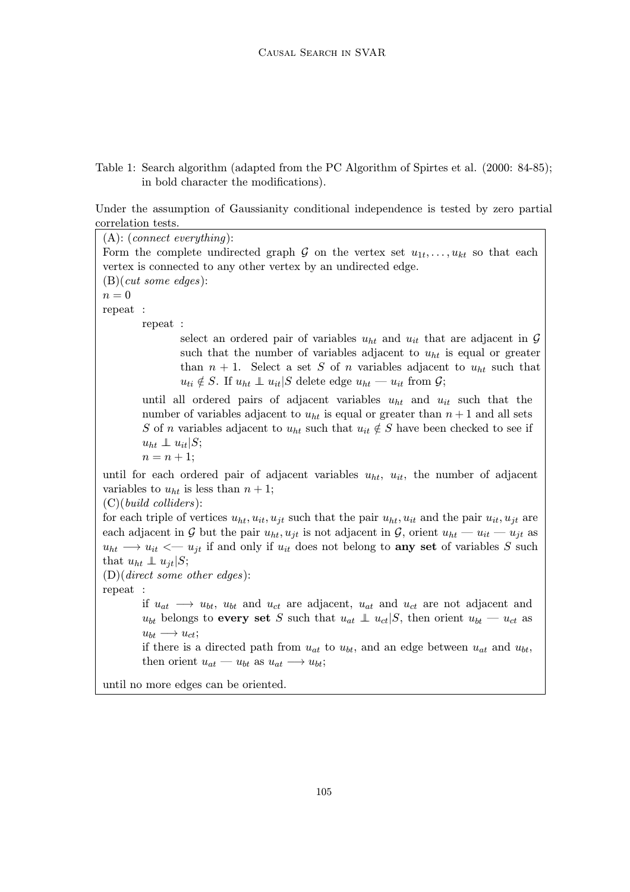Table 1: Search algorithm (adapted from the PC Algorithm of Spirtes et al. (2000: 84-85); in bold character the modifications).

Under the assumption of Gaussianity conditional independence is tested by zero partial correlation tests.

(A): (*connect everything*):
Form the complete undirected graph $\mathcal{G}$ on the vertex set $u_{1t}, \ldots, u_{kt}$ so that each vertex is connected to any other vertex by an undirected edge.

(B)(*cut some edges*):
$n = 0$
repeat :

> repeat :
>
> > select an ordered pair of variables $u_{ht}$ and $u_{it}$ that are adjacent in $\mathcal{G}$ such that the number of variables adjacent to $u_{ht}$ is equal or greater than $n+1$. Select a set $S$ of $n$ variables adjacent to $u_{ht}$ such that $u_{ti} \notin S$. If $u_{ht} \perp\!\!\!\perp u_{it}|S$ delete edge $u_{ht}$ — $u_{it}$ from $\mathcal{G}$;
>
> until all ordered pairs of adjacent variables $u_{ht}$ and $u_{it}$ such that the number of variables adjacent to $u_{ht}$ is equal or greater than $n+1$ and all sets $S$ of $n$ variables adjacent to $u_{ht}$ such that $u_{it} \notin S$ have been checked to see if $u_{ht} \perp\!\!\!\perp u_{it}|S$;
>
> $n = n + 1$;

until for each ordered pair of adjacent variables $u_{ht}$, $u_{it}$, the number of adjacent variables to $u_{ht}$ is less than $n+1$;

(C)(*build colliders*):
for each triple of vertices $u_{ht}, u_{it}, u_{jt}$ such that the pair $u_{ht}, u_{it}$ and the pair $u_{it}, u_{jt}$ are each adjacent in $\mathcal{G}$ but the pair $u_{ht}, u_{jt}$ is not adjacent in $\mathcal{G}$, orient $u_{ht}$ — $u_{it}$ — $u_{jt}$ as $u_{ht} \longrightarrow u_{it} \longleftarrow u_{jt}$ if and only if $u_{it}$ does not belong to **any set** of variables $S$ such that $u_{ht} \perp\!\!\!\perp u_{jt}|S$;

(D)(*direct some other edges*):
repeat :

> if $u_{at} \longrightarrow u_{bt}$, $u_{bt}$ and $u_{ct}$ are adjacent, $u_{at}$ and $u_{ct}$ are not adjacent and $u_{bt}$ belongs to **every set** $S$ such that $u_{at} \perp\!\!\!\perp u_{ct}|S$, then orient $u_{bt}$ — $u_{ct}$ as $u_{bt} \longrightarrow u_{ct}$;
>
> if there is a directed path from $u_{at}$ to $u_{bt}$, and an edge between $u_{at}$ and $u_{bt}$, then orient $u_{at}$ — $u_{bt}$ as $u_{at} \longrightarrow u_{bt}$;

until no more edges can be oriented.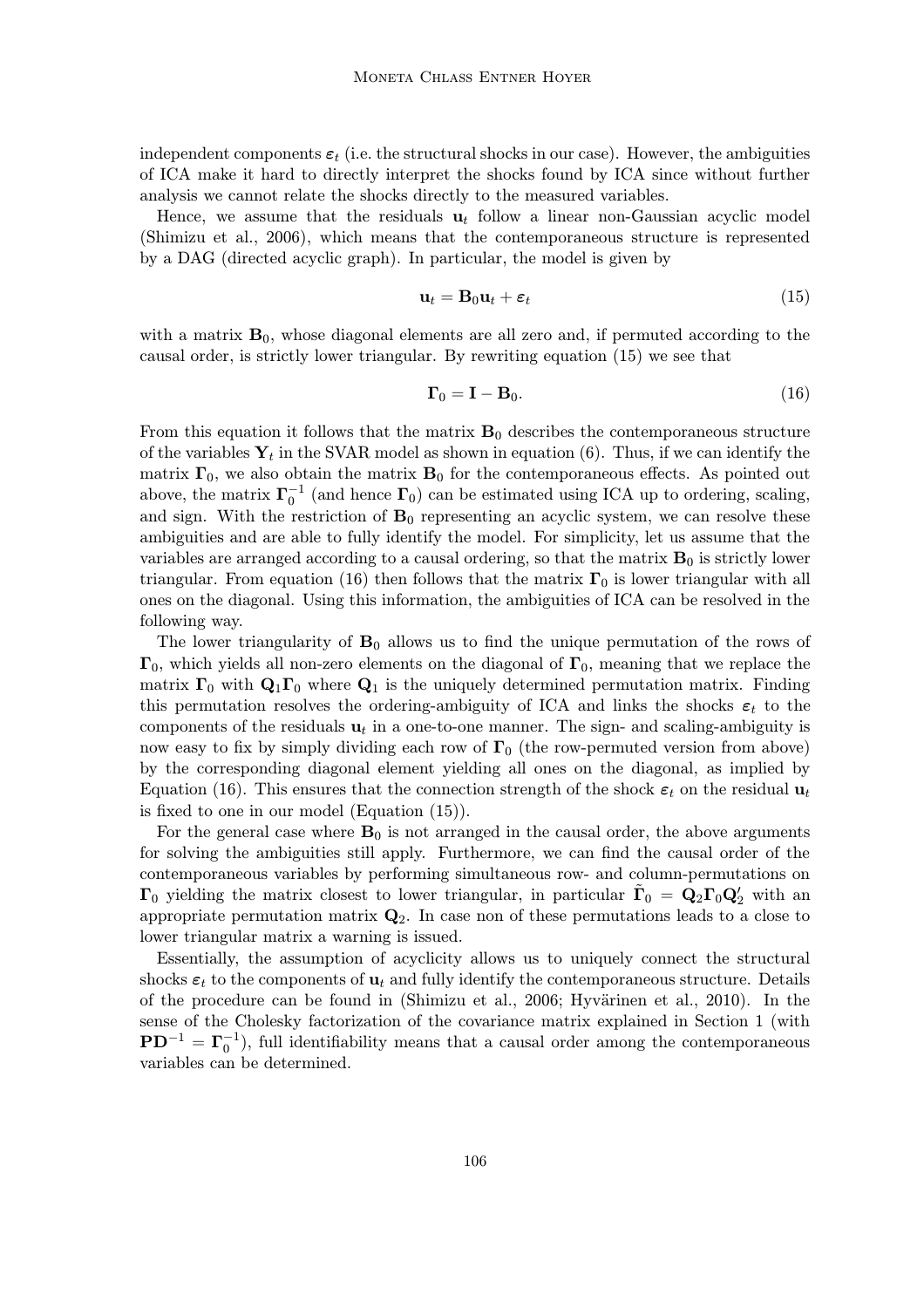independent components $\boldsymbol{\varepsilon}_t$ (i.e. the structural shocks in our case). However, the ambiguities of ICA make it hard to directly interpret the shocks found by ICA since without further analysis we cannot relate the shocks directly to the measured variables.

Hence, we assume that the residuals $\mathbf{u}_t$ follow a linear non-Gaussian acyclic model (Shimizu et al., 2006), which means that the contemporaneous structure is represented by a DAG (directed acyclic graph). In particular, the model is given by

$$\mathbf{u}_t = \mathbf{B}_0 \mathbf{u}_t + \boldsymbol{\varepsilon}_t \tag{15}$$

with a matrix $\mathbf{B}_0$, whose diagonal elements are all zero and, if permuted according to the causal order, is strictly lower triangular. By rewriting equation (15) we see that

$$\boldsymbol{\Gamma}_0 = \mathbf{I} - \mathbf{B}_0. \tag{16}$$

From this equation it follows that the matrix $\mathbf{B}_0$ describes the contemporaneous structure of the variables $\mathbf{Y}_t$ in the SVAR model as shown in equation (6). Thus, if we can identify the matrix $\boldsymbol{\Gamma}_0$, we also obtain the matrix $\mathbf{B}_0$ for the contemporaneous effects. As pointed out above, the matrix $\boldsymbol{\Gamma}_0^{-1}$ (and hence $\boldsymbol{\Gamma}_0$) can be estimated using ICA up to ordering, scaling, and sign. With the restriction of $\mathbf{B}_0$ representing an acyclic system, we can resolve these ambiguities and are able to fully identify the model. For simplicity, let us assume that the variables are arranged according to a causal ordering, so that the matrix $\mathbf{B}_0$ is strictly lower triangular. From equation (16) then follows that the matrix $\boldsymbol{\Gamma}_0$ is lower triangular with all ones on the diagonal. Using this information, the ambiguities of ICA can be resolved in the following way.

The lower triangularity of $\mathbf{B}_0$ allows us to find the unique permutation of the rows of $\boldsymbol{\Gamma}_0$, which yields all non-zero elements on the diagonal of $\boldsymbol{\Gamma}_0$, meaning that we replace the matrix $\boldsymbol{\Gamma}_0$ with $\mathbf{Q}_1\boldsymbol{\Gamma}_0$ where $\mathbf{Q}_1$ is the uniquely determined permutation matrix. Finding this permutation resolves the ordering-ambiguity of ICA and links the shocks $\boldsymbol{\varepsilon}_t$ to the components of the residuals $\mathbf{u}_t$ in a one-to-one manner. The sign- and scaling-ambiguity is now easy to fix by simply dividing each row of $\boldsymbol{\Gamma}_0$ (the row-permuted version from above) by the corresponding diagonal element yielding all ones on the diagonal, as implied by Equation (16). This ensures that the connection strength of the shock $\boldsymbol{\varepsilon}_t$ on the residual $\mathbf{u}_t$ is fixed to one in our model (Equation (15)).

For the general case where $\mathbf{B}_0$ is not arranged in the causal order, the above arguments for solving the ambiguities still apply. Furthermore, we can find the causal order of the contemporaneous variables by performing simultaneous row- and column-permutations on $\boldsymbol{\Gamma}_0$ yielding the matrix closest to lower triangular, in particular $\tilde{\boldsymbol{\Gamma}}_0 = \mathbf{Q}_2\boldsymbol{\Gamma}_0\mathbf{Q}_2'$ with an appropriate permutation matrix $\mathbf{Q}_2$. In case non of these permutations leads to a close to lower triangular matrix a warning is issued.

Essentially, the assumption of acyclicity allows us to uniquely connect the structural shocks $\boldsymbol{\varepsilon}_t$ to the components of $\mathbf{u}_t$ and fully identify the contemporaneous structure. Details of the procedure can be found in (Shimizu et al., 2006; Hyvärinen et al., 2010). In the sense of the Cholesky factorization of the covariance matrix explained in Section 1 (with $\mathbf{P}\mathbf{D}^{-1} = \boldsymbol{\Gamma}_0^{-1}$), full identifiability means that a causal order among the contemporaneous variables can be determined.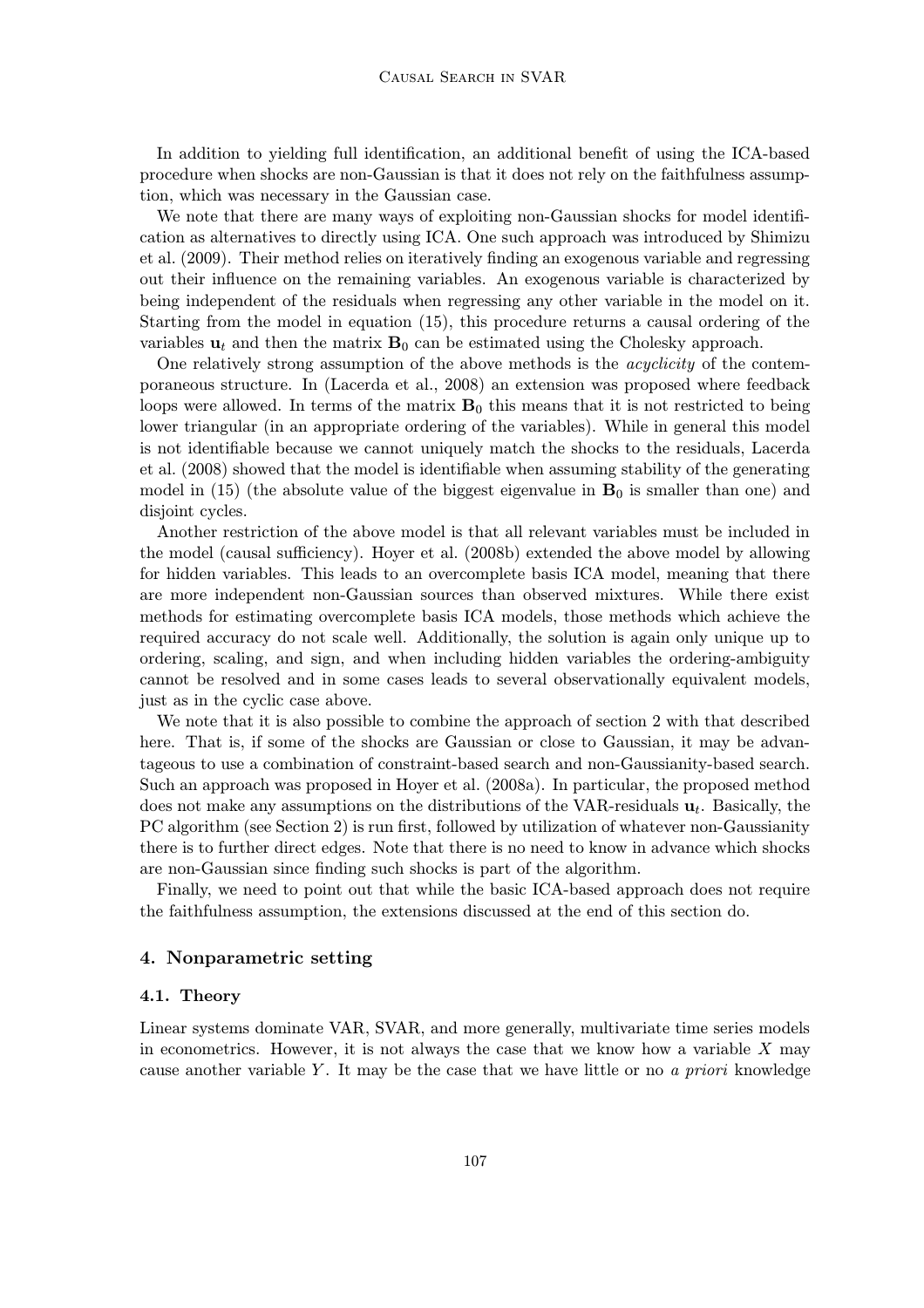In addition to yielding full identification, an additional benefit of using the ICA-based procedure when shocks are non-Gaussian is that it does not rely on the faithfulness assumption, which was necessary in the Gaussian case.

We note that there are many ways of exploiting non-Gaussian shocks for model identification as alternatives to directly using ICA. One such approach was introduced by Shimizu et al. (2009). Their method relies on iteratively finding an exogenous variable and regressing out their influence on the remaining variables. An exogenous variable is characterized by being independent of the residuals when regressing any other variable in the model on it. Starting from the model in equation (15), this procedure returns a causal ordering of the variables $\mathbf{u}_t$ and then the matrix $\mathbf{B}_0$ can be estimated using the Cholesky approach.

One relatively strong assumption of the above methods is the *acyclicity* of the contemporaneous structure. In (Lacerda et al., 2008) an extension was proposed where feedback loops were allowed. In terms of the matrix $\mathbf{B}_0$ this means that it is not restricted to being lower triangular (in an appropriate ordering of the variables). While in general this model is not identifiable because we cannot uniquely match the shocks to the residuals, Lacerda et al. (2008) showed that the model is identifiable when assuming stability of the generating model in (15) (the absolute value of the biggest eigenvalue in $\mathbf{B}_0$ is smaller than one) and disjoint cycles.

Another restriction of the above model is that all relevant variables must be included in the model (causal sufficiency). Hoyer et al. (2008b) extended the above model by allowing for hidden variables. This leads to an overcomplete basis ICA model, meaning that there are more independent non-Gaussian sources than observed mixtures. While there exist methods for estimating overcomplete basis ICA models, those methods which achieve the required accuracy do not scale well. Additionally, the solution is again only unique up to ordering, scaling, and sign, and when including hidden variables the ordering-ambiguity cannot be resolved and in some cases leads to several observationally equivalent models, just as in the cyclic case above.

We note that it is also possible to combine the approach of section 2 with that described here. That is, if some of the shocks are Gaussian or close to Gaussian, it may be advantageous to use a combination of constraint-based search and non-Gaussianity-based search. Such an approach was proposed in Hoyer et al. (2008a). In particular, the proposed method does not make any assumptions on the distributions of the VAR-residuals $\mathbf{u}_t$. Basically, the PC algorithm (see Section 2) is run first, followed by utilization of whatever non-Gaussianity there is to further direct edges. Note that there is no need to know in advance which shocks are non-Gaussian since finding such shocks is part of the algorithm.

Finally, we need to point out that while the basic ICA-based approach does not require the faithfulness assumption, the extensions discussed at the end of this section do.

## 4. Nonparametric setting

### 4.1. Theory

Linear systems dominate VAR, SVAR, and more generally, multivariate time series models in econometrics. However, it is not always the case that we know how a variable $X$ may cause another variable $Y$. It may be the case that we have little or no *a priori* knowledge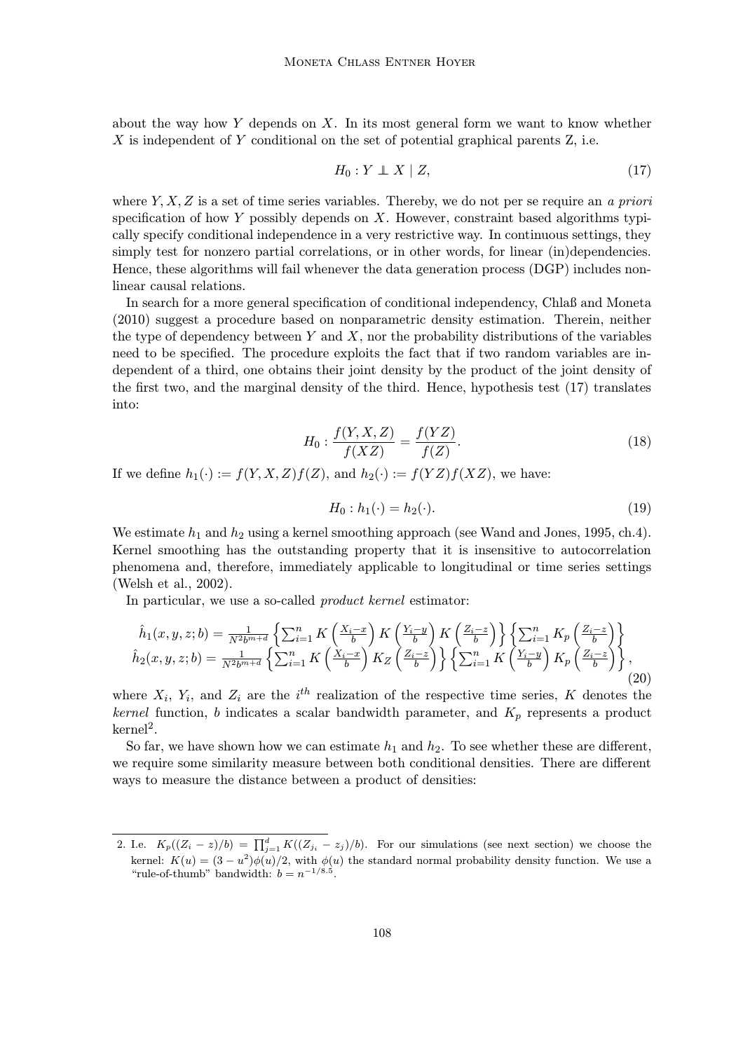about the way how $Y$ depends on $X$. In its most general form we want to know whether $X$ is independent of $Y$ conditional on the set of potential graphical parents Z, i.e.

$$H_0 : Y \perp\!\!\!\perp X \mid Z, \tag{17}$$

where $Y, X, Z$ is a set of time series variables. Thereby, we do not per se require an *a priori* specification of how $Y$ possibly depends on $X$. However, constraint based algorithms typically specify conditional independence in a very restrictive way. In continuous settings, they simply test for nonzero partial correlations, or in other words, for linear (in)dependencies. Hence, these algorithms will fail whenever the data generation process (DGP) includes nonlinear causal relations.

In search for a more general specification of conditional independency, Chlaß and Moneta (2010) suggest a procedure based on nonparametric density estimation. Therein, neither the type of dependency between $Y$ and $X$, nor the probability distributions of the variables need to be specified. The procedure exploits the fact that if two random variables are independent of a third, one obtains their joint density by the product of the joint density of the first two, and the marginal density of the third. Hence, hypothesis test (17) translates into:

$$H_0 : \frac{f(Y, X, Z)}{f(XZ)} = \frac{f(YZ)}{f(Z)}. \tag{18}$$

If we define $h_1(\cdot) := f(Y, X, Z)f(Z)$, and $h_2(\cdot) := f(YZ)f(XZ)$, we have:

$$H_0 : h_1(\cdot) = h_2(\cdot). \tag{19}$$

We estimate $h_1$ and $h_2$ using a kernel smoothing approach (see Wand and Jones, 1995, ch.4). Kernel smoothing has the outstanding property that it is insensitive to autocorrelation phenomena and, therefore, immediately applicable to longitudinal or time series settings (Welsh et al., 2002).

In particular, we use a so-called *product kernel* estimator:

$$\begin{aligned}
\hat{h}_1(x, y, z; b) &= \tfrac{1}{N^2 b^{m+d}} \left\{ \sum_{i=1}^{n} K\left(\tfrac{X_i - x}{b}\right) K\left(\tfrac{Y_i - y}{b}\right) K\left(\tfrac{Z_i - z}{b}\right) \right\} \left\{ \sum_{i=1}^{n} K_p\left(\tfrac{Z_i - z}{b}\right) \right\} \\
\hat{h}_2(x, y, z; b) &= \tfrac{1}{N^2 b^{m+d}} \left\{ \sum_{i=1}^{n} K\left(\tfrac{X_i - x}{b}\right) K_Z\left(\tfrac{Z_i - z}{b}\right) \right\} \left\{ \sum_{i=1}^{n} K\left(\tfrac{Y_i - y}{b}\right) K_p\left(\tfrac{Z_i - z}{b}\right) \right\},
\end{aligned} \tag{20}$$

where $X_i$, $Y_i$, and $Z_i$ are the $i^{th}$ realization of the respective time series, $K$ denotes the *kernel* function, $b$ indicates a scalar bandwidth parameter, and $K_p$ represents a product kernel[2].

So far, we have shown how we can estimate $h_1$ and $h_2$. To see whether these are different, we require some similarity measure between both conditional densities. There are different ways to measure the distance between a product of densities:

---

2. I.e. $K_p((Z_i - z)/b) = \prod_{j=1}^{d} K((Z_{j_i} - z_j)/b)$. For our simulations (see next section) we choose the kernel: $K(u) = (3 - u^2)\phi(u)/2$, with $\phi(u)$ the standard normal probability density function. We use a "rule-of-thumb" bandwidth: $b = n^{-1/8.5}$.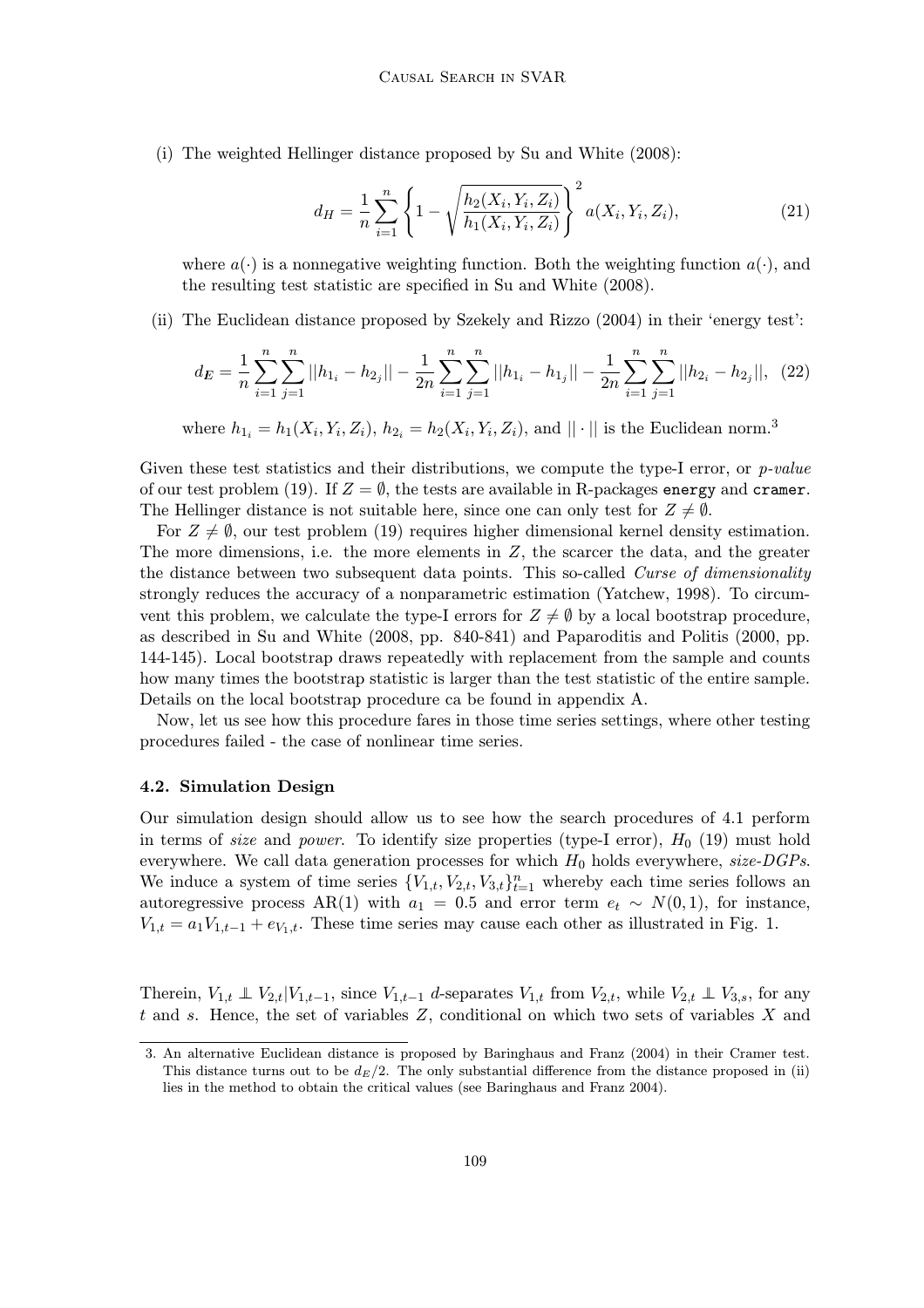(i) The weighted Hellinger distance proposed by Su and White (2008):

$$d_H = \frac{1}{n}\sum_{i=1}^{n}\left\{1 - \sqrt{\frac{h_2(X_i, Y_i, Z_i)}{h_1(X_i, Y_i, Z_i)}}\right\}^2 a(X_i, Y_i, Z_i), \tag{21}$$

where $a(\cdot)$ is a nonnegative weighting function. Both the weighting function $a(\cdot)$, and the resulting test statistic are specified in Su and White (2008).

(ii) The Euclidean distance proposed by Szekely and Rizzo (2004) in their 'energy test':

$$d_E = \frac{1}{n}\sum_{i=1}^{n}\sum_{j=1}^{n}||h_{1_i} - h_{2_j}|| - \frac{1}{2n}\sum_{i=1}^{n}\sum_{j=1}^{n}||h_{1_i} - h_{1_j}|| - \frac{1}{2n}\sum_{i=1}^{n}\sum_{j=1}^{n}||h_{2_i} - h_{2_j}||, \tag{22}$$

where $h_{1_i} = h_1(X_i, Y_i, Z_i)$, $h_{2_i} = h_2(X_i, Y_i, Z_i)$, and $||\cdot||$ is the Euclidean norm.[3]

Given these test statistics and their distributions, we compute the type-I error, or *p-value* of our test problem (19). If $Z = \emptyset$, the tests are available in R-packages `energy` and `cramer`. The Hellinger distance is not suitable here, since one can only test for $Z \neq \emptyset$.

For $Z \neq \emptyset$, our test problem (19) requires higher dimensional kernel density estimation. The more dimensions, i.e. the more elements in $Z$, the scarcer the data, and the greater the distance between two subsequent data points. This so-called *Curse of dimensionality* strongly reduces the accuracy of a nonparametric estimation (Yatchew, 1998). To circumvent this problem, we calculate the type-I errors for $Z \neq \emptyset$ by a local bootstrap procedure, as described in Su and White (2008, pp. 840-841) and Paparoditis and Politis (2000, pp. 144-145). Local bootstrap draws repeatedly with replacement from the sample and counts how many times the bootstrap statistic is larger than the test statistic of the entire sample. Details on the local bootstrap procedure ca be found in appendix A.

Now, let us see how this procedure fares in those time series settings, where other testing procedures failed - the case of nonlinear time series.

### 4.2. Simulation Design

Our simulation design should allow us to see how the search procedures of 4.1 perform in terms of *size* and *power*. To identify size properties (type-I error), $H_0$ (19) must hold everywhere. We call data generation processes for which $H_0$ holds everywhere, *size-DGPs*. We induce a system of time series $\{V_{1,t}, V_{2,t}, V_{3,t}\}_{t=1}^{n}$ whereby each time series follows an autoregressive process AR(1) with $a_1 = 0.5$ and error term $e_t \sim N(0, 1)$, for instance, $V_{1,t} = a_1 V_{1,t-1} + e_{V_1,t}$. These time series may cause each other as illustrated in Fig. 1.

Therein, $V_{1,t} \perp\!\!\!\perp V_{2,t} | V_{1,t-1}$, since $V_{1,t-1}$ *d*-separates $V_{1,t}$ from $V_{2,t}$, while $V_{2,t} \perp\!\!\!\perp V_{3,s}$, for any $t$ and $s$. Hence, the set of variables $Z$, conditional on which two sets of variables $X$ and

[3] An alternative Euclidean distance is proposed by Baringhaus and Franz (2004) in their Cramer test. This distance turns out to be $d_E/2$. The only substantial difference from the distance proposed in (ii) lies in the method to obtain the critical values (see Baringhaus and Franz 2004).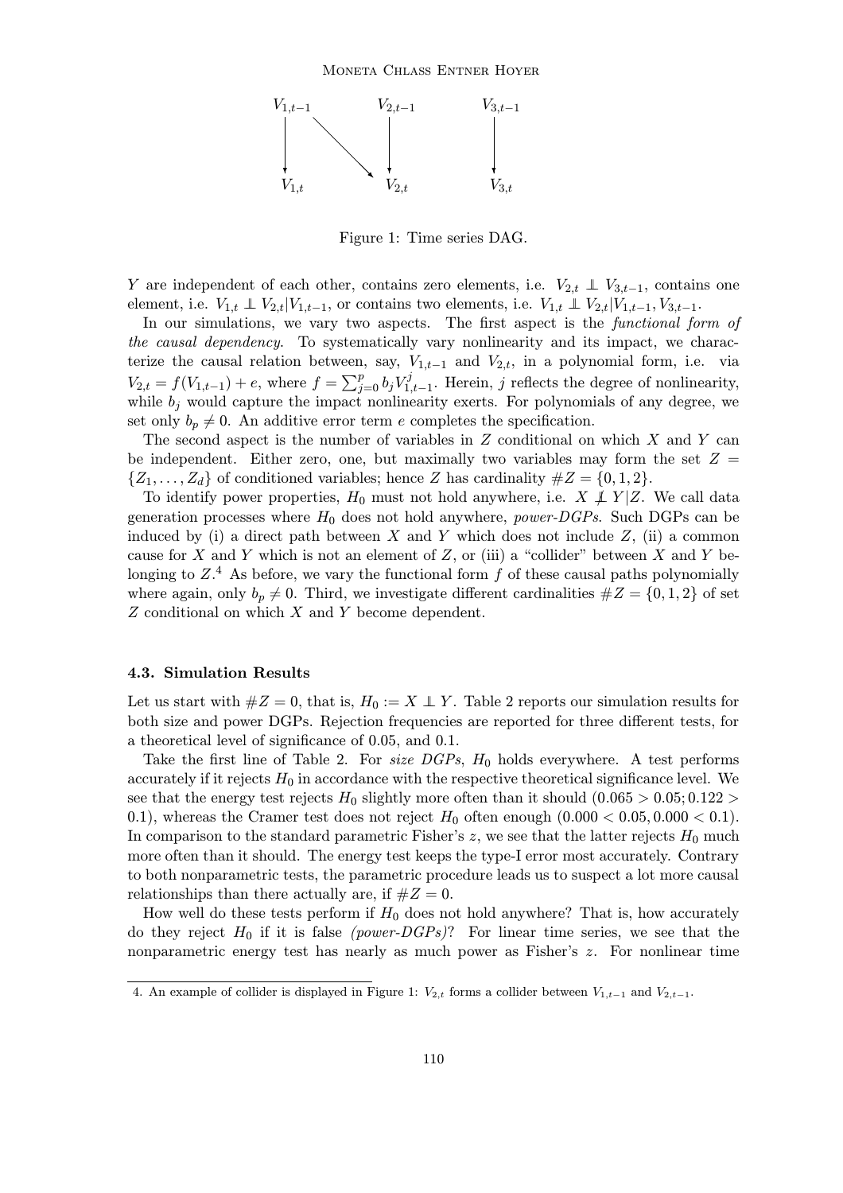Figure 1: Time series DAG.

$Y$ are independent of each other, contains zero elements, i.e. $V_{2,t} \perp\!\!\!\perp V_{3,t-1}$, contains one element, i.e. $V_{1,t} \perp\!\!\!\perp V_{2,t}|V_{1,t-1}$, or contains two elements, i.e. $V_{1,t} \perp\!\!\!\perp V_{2,t}|V_{1,t-1}, V_{3,t-1}$.

In our simulations, we vary two aspects. The first aspect is the *functional form of the causal dependency*. To systematically vary nonlinearity and its impact, we characterize the causal relation between, say, $V_{1,t-1}$ and $V_{2,t}$, in a polynomial form, i.e. via $V_{2,t} = f(V_{1,t-1}) + e$, where $f = \sum_{j=0}^{p} b_j V_{1,t-1}^j$. Herein, $j$ reflects the degree of nonlinearity, while $b_j$ would capture the impact nonlinearity exerts. For polynomials of any degree, we set only $b_p \neq 0$. An additive error term $e$ completes the specification.

The second aspect is the number of variables in $Z$ conditional on which $X$ and $Y$ can be independent. Either zero, one, but maximally two variables may form the set $Z = \{Z_1, \ldots, Z_d\}$ of conditioned variables; hence $Z$ has cardinality $\#Z = \{0, 1, 2\}$.

To identify power properties, $H_0$ must not hold anywhere, i.e. $X \not\perp\!\!\!\perp Y|Z$. We call data generation processes where $H_0$ does not hold anywhere, *power-DGPs*. Such DGPs can be induced by (i) a direct path between $X$ and $Y$ which does not include $Z$, (ii) a common cause for $X$ and $Y$ which is not an element of $Z$, or (iii) a "collider" between $X$ and $Y$ belonging to $Z$.[4] As before, we vary the functional form $f$ of these causal paths polynomially where again, only $b_p \neq 0$. Third, we investigate different cardinalities $\#Z = \{0, 1, 2\}$ of set $Z$ conditional on which $X$ and $Y$ become dependent.

### 4.3. Simulation Results

Let us start with $\#Z = 0$, that is, $H_0 := X \perp\!\!\!\perp Y$. Table 2 reports our simulation results for both size and power DGPs. Rejection frequencies are reported for three different tests, for a theoretical level of significance of 0.05, and 0.1.

Take the first line of Table 2. For *size DGPs*, $H_0$ holds everywhere. A test performs accurately if it rejects $H_0$ in accordance with the respective theoretical significance level. We see that the energy test rejects $H_0$ slightly more often than it should $(0.065 > 0.05; 0.122 > 0.1)$, whereas the Cramer test does not reject $H_0$ often enough $(0.000 < 0.05, 0.000 < 0.1)$. In comparison to the standard parametric Fisher's $z$, we see that the latter rejects $H_0$ much more often than it should. The energy test keeps the type-I error most accurately. Contrary to both nonparametric tests, the parametric procedure leads us to suspect a lot more causal relationships than there actually are, if $\#Z = 0$.

How well do these tests perform if $H_0$ does not hold anywhere? That is, how accurately do they reject $H_0$ if it is false *(power-DGPs)*? For linear time series, we see that the nonparametric energy test has nearly as much power as Fisher's $z$. For nonlinear time

4. An example of collider is displayed in Figure 1: $V_{2,t}$ forms a collider between $V_{1,t-1}$ and $V_{2,t-1}$.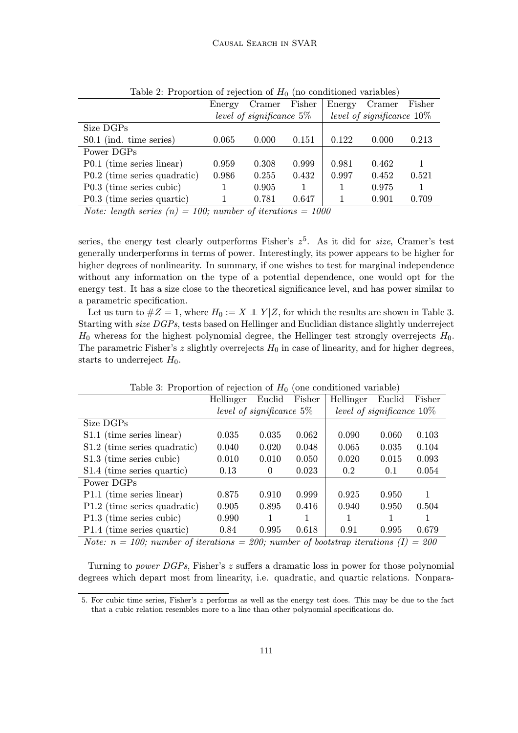Table 2: Proportion of rejection of $H_0$ (no conditioned variables)

| | Energy | Cramer | Fisher | Energy | Cramer | Fisher |
|---|---|---|---|---|---|---|
| | *level of significance* 5% | | | *level of significance* 10% | | |
| Size DGPs | | | | | | |
| S0.1 (ind. time series) | 0.065 | 0.000 | 0.151 | 0.122 | 0.000 | 0.213 |
| Power DGPs | | | | | | |
| P0.1 (time series linear) | 0.959 | 0.308 | 0.999 | 0.981 | 0.462 | 1 |
| P0.2 (time series quadratic) | 0.986 | 0.255 | 0.432 | 0.997 | 0.452 | 0.521 |
| P0.3 (time series cubic) | 1 | 0.905 | 1 | 1 | 0.975 | 1 |
| P0.3 (time series quartic) | 1 | 0.781 | 0.647 | 1 | 0.901 | 0.709 |

*Note: length series (n) = 100; number of iterations = 1000*

series, the energy test clearly outperforms Fisher's $z$[5]. As it did for *size*, Cramer's test generally underperforms in terms of power. Interestingly, its power appears to be higher for higher degrees of nonlinearity. In summary, if one wishes to test for marginal independence without any information on the type of a potential dependence, one would opt for the energy test. It has a size close to the theoretical significance level, and has power similar to a parametric specification.

Let us turn to $\#Z = 1$, where $H_0 := X \perp\!\!\!\perp Y|Z$, for which the results are shown in Table 3. Starting with *size DGPs*, tests based on Hellinger and Euclidian distance slightly underreject $H_0$ whereas for the highest polynomial degree, the Hellinger test strongly overrejects $H_0$. The parametric Fisher's $z$ slightly overrejects $H_0$ in case of linearity, and for higher degrees, starts to underreject $H_0$.

Table 3: Proportion of rejection of $H_0$ (one conditioned variable)

| | Hellinger | Euclid | Fisher | Hellinger | Euclid | Fisher |
|---|---|---|---|---|---|---|
| | *level of significance* 5% | | | *level of significance* 10% | | |
| Size DGPs | | | | | | |
| S1.1 (time series linear) | 0.035 | 0.035 | 0.062 | 0.090 | 0.060 | 0.103 |
| S1.2 (time series quadratic) | 0.040 | 0.020 | 0.048 | 0.065 | 0.035 | 0.104 |
| S1.3 (time series cubic) | 0.010 | 0.010 | 0.050 | 0.020 | 0.015 | 0.093 |
| S1.4 (time series quartic) | 0.13 | 0 | 0.023 | 0.2 | 0.1 | 0.054 |
| Power DGPs | | | | | | |
| P1.1 (time series linear) | 0.875 | 0.910 | 0.999 | 0.925 | 0.950 | 1 |
| P1.2 (time series quadratic) | 0.905 | 0.895 | 0.416 | 0.940 | 0.950 | 0.504 |
| P1.3 (time series cubic) | 0.990 | 1 | 1 | 1 | 1 | 1 |
| P1.4 (time series quartic) | 0.84 | 0.995 | 0.618 | 0.91 | 0.995 | 0.679 |

*Note: n = 100; number of iterations = 200; number of bootstrap iterations (I) = 200*

Turning to *power DGPs*, Fisher's $z$ suffers a dramatic loss in power for those polynomial degrees which depart most from linearity, i.e. quadratic, and quartic relations. Nonpara-

5. For cubic time series, Fisher's $z$ performs as well as the energy test does. This may be due to the fact that a cubic relation resembles more to a line than other polynomial specifications do.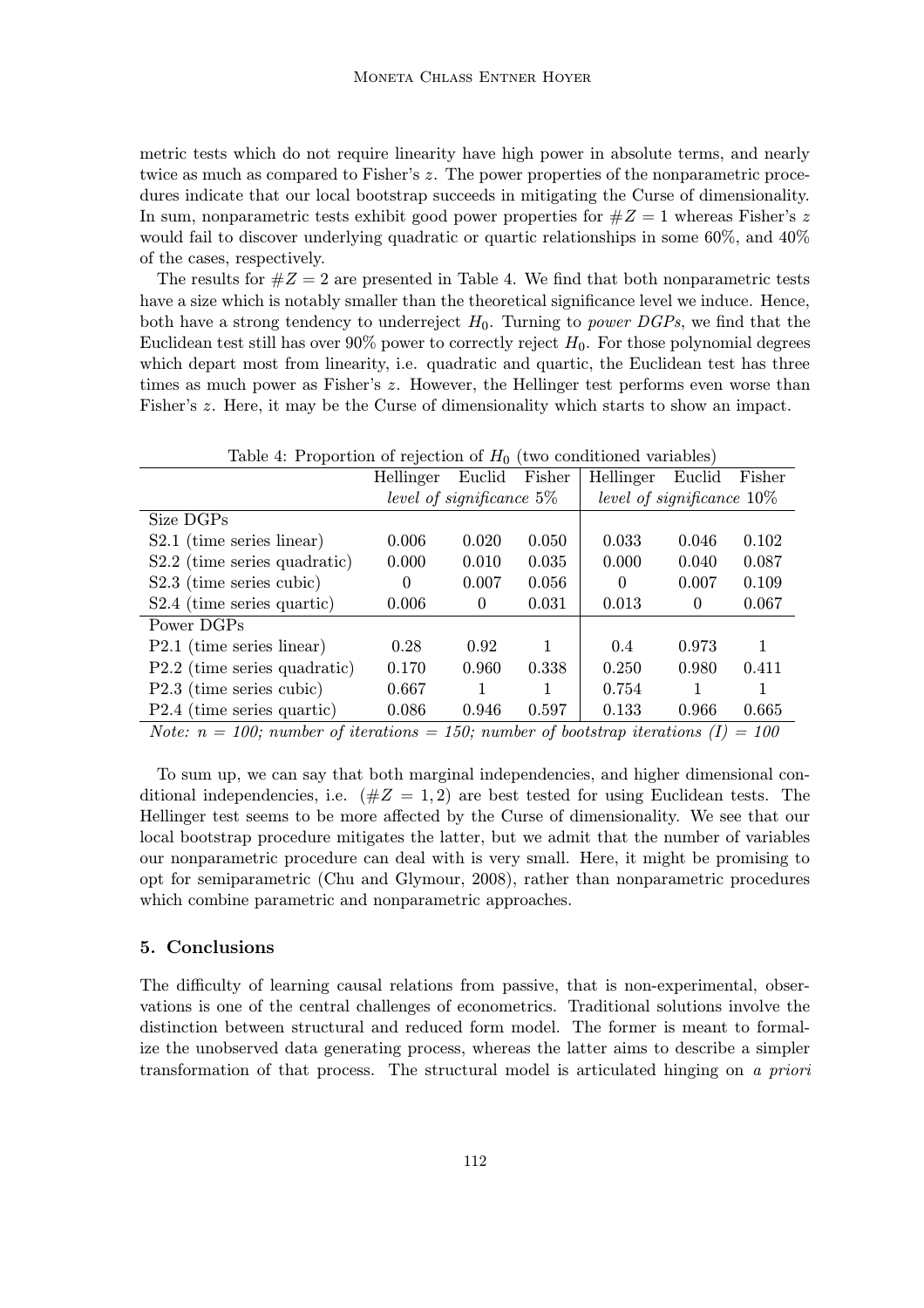metric tests which do not require linearity have high power in absolute terms, and nearly twice as much as compared to Fisher's $z$. The power properties of the nonparametric procedures indicate that our local bootstrap succeeds in mitigating the Curse of dimensionality. In sum, nonparametric tests exhibit good power properties for $\#Z = 1$ whereas Fisher's $z$ would fail to discover underlying quadratic or quartic relationships in some 60%, and 40% of the cases, respectively.

The results for $\#Z = 2$ are presented in Table 4. We find that both nonparametric tests have a size which is notably smaller than the theoretical significance level we induce. Hence, both have a strong tendency to underreject $H_0$. Turning to *power DGPs*, we find that the Euclidean test still has over 90% power to correctly reject $H_0$. For those polynomial degrees which depart most from linearity, i.e. quadratic and quartic, the Euclidean test has three times as much power as Fisher's $z$. However, the Hellinger test performs even worse than Fisher's $z$. Here, it may be the Curse of dimensionality which starts to show an impact.

Table 4: Proportion of rejection of $H_0$ (two conditioned variables)

| | Hellinger | Euclid | Fisher | Hellinger | Euclid | Fisher |
|---|---|---|---|---|---|---|
| | *level of significance 5%* | | | *level of significance 10%* | | |
| Size DGPs | | | | | | |
| S2.1 (time series linear) | 0.006 | 0.020 | 0.050 | 0.033 | 0.046 | 0.102 |
| S2.2 (time series quadratic) | 0.000 | 0.010 | 0.035 | 0.000 | 0.040 | 0.087 |
| S2.3 (time series cubic) | 0 | 0.007 | 0.056 | 0 | 0.007 | 0.109 |
| S2.4 (time series quartic) | 0.006 | 0 | 0.031 | 0.013 | 0 | 0.067 |
| Power DGPs | | | | | | |
| P2.1 (time series linear) | 0.28 | 0.92 | 1 | 0.4 | 0.973 | 1 |
| P2.2 (time series quadratic) | 0.170 | 0.960 | 0.338 | 0.250 | 0.980 | 0.411 |
| P2.3 (time series cubic) | 0.667 | 1 | 1 | 0.754 | 1 | 1 |
| P2.4 (time series quartic) | 0.086 | 0.946 | 0.597 | 0.133 | 0.966 | 0.665 |

*Note: $n$ = 100; number of iterations = 150; number of bootstrap iterations ($I$) = 100*

To sum up, we can say that both marginal independencies, and higher dimensional conditional independencies, i.e. ($\#Z = 1, 2$) are best tested for using Euclidean tests. The Hellinger test seems to be more affected by the Curse of dimensionality. We see that our local bootstrap procedure mitigates the latter, but we admit that the number of variables our nonparametric procedure can deal with is very small. Here, it might be promising to opt for semiparametric (Chu and Glymour, 2008), rather than nonparametric procedures which combine parametric and nonparametric approaches.

## 5. Conclusions

The difficulty of learning causal relations from passive, that is non-experimental, observations is one of the central challenges of econometrics. Traditional solutions involve the distinction between structural and reduced form model. The former is meant to formalize the unobserved data generating process, whereas the latter aims to describe a simpler transformation of that process. The structural model is articulated hinging on *a priori*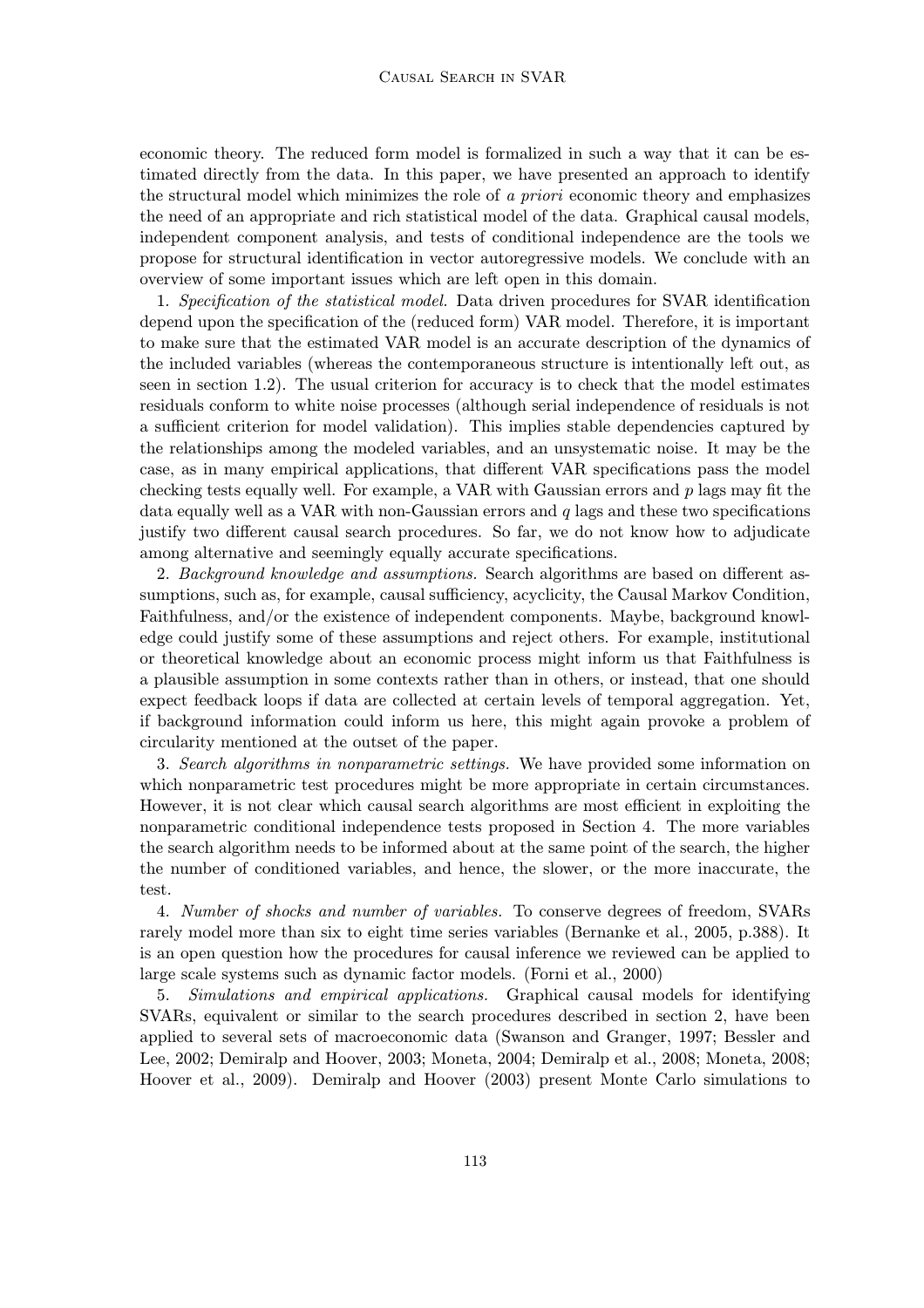economic theory. The reduced form model is formalized in such a way that it can be estimated directly from the data. In this paper, we have presented an approach to identify the structural model which minimizes the role of *a priori* economic theory and emphasizes the need of an appropriate and rich statistical model of the data. Graphical causal models, independent component analysis, and tests of conditional independence are the tools we propose for structural identification in vector autoregressive models. We conclude with an overview of some important issues which are left open in this domain.

1. *Specification of the statistical model.* Data driven procedures for SVAR identification depend upon the specification of the (reduced form) VAR model. Therefore, it is important to make sure that the estimated VAR model is an accurate description of the dynamics of the included variables (whereas the contemporaneous structure is intentionally left out, as seen in section 1.2). The usual criterion for accuracy is to check that the model estimates residuals conform to white noise processes (although serial independence of residuals is not a sufficient criterion for model validation). This implies stable dependencies captured by the relationships among the modeled variables, and an unsystematic noise. It may be the case, as in many empirical applications, that different VAR specifications pass the model checking tests equally well. For example, a VAR with Gaussian errors and $p$ lags may fit the data equally well as a VAR with non-Gaussian errors and $q$ lags and these two specifications justify two different causal search procedures. So far, we do not know how to adjudicate among alternative and seemingly equally accurate specifications.

2. *Background knowledge and assumptions.* Search algorithms are based on different assumptions, such as, for example, causal sufficiency, acyclicity, the Causal Markov Condition, Faithfulness, and/or the existence of independent components. Maybe, background knowledge could justify some of these assumptions and reject others. For example, institutional or theoretical knowledge about an economic process might inform us that Faithfulness is a plausible assumption in some contexts rather than in others, or instead, that one should expect feedback loops if data are collected at certain levels of temporal aggregation. Yet, if background information could inform us here, this might again provoke a problem of circularity mentioned at the outset of the paper.

3. *Search algorithms in nonparametric settings.* We have provided some information on which nonparametric test procedures might be more appropriate in certain circumstances. However, it is not clear which causal search algorithms are most efficient in exploiting the nonparametric conditional independence tests proposed in Section 4. The more variables the search algorithm needs to be informed about at the same point of the search, the higher the number of conditioned variables, and hence, the slower, or the more inaccurate, the test.

4. *Number of shocks and number of variables.* To conserve degrees of freedom, SVARs rarely model more than six to eight time series variables (Bernanke et al., 2005, p.388). It is an open question how the procedures for causal inference we reviewed can be applied to large scale systems such as dynamic factor models. (Forni et al., 2000)

5. *Simulations and empirical applications.* Graphical causal models for identifying SVARs, equivalent or similar to the search procedures described in section 2, have been applied to several sets of macroeconomic data (Swanson and Granger, 1997; Bessler and Lee, 2002; Demiralp and Hoover, 2003; Moneta, 2004; Demiralp et al., 2008; Moneta, 2008; Hoover et al., 2009). Demiralp and Hoover (2003) present Monte Carlo simulations to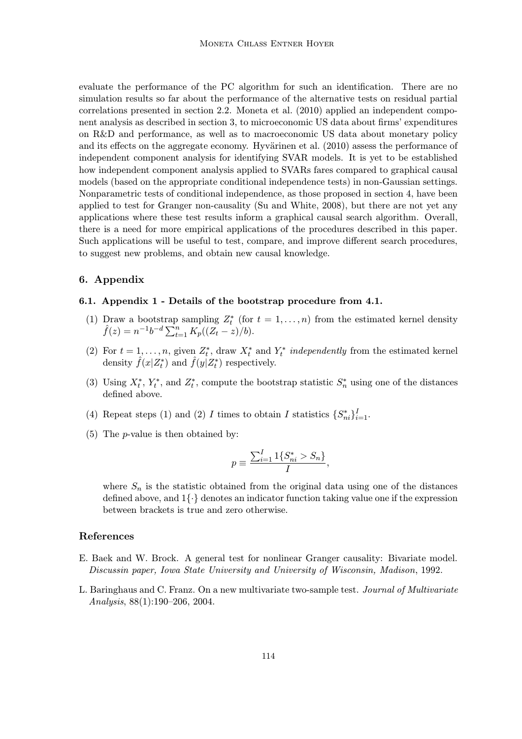evaluate the performance of the PC algorithm for such an identification. There are no simulation results so far about the performance of the alternative tests on residual partial correlations presented in section 2.2. Moneta et al. (2010) applied an independent component analysis as described in section 3, to microeconomic US data about firms' expenditures on R&D and performance, as well as to macroeconomic US data about monetary policy and its effects on the aggregate economy. Hyvärinen et al. (2010) assess the performance of independent component analysis for identifying SVAR models. It is yet to be established how independent component analysis applied to SVARs fares compared to graphical causal models (based on the appropriate conditional independence tests) in non-Gaussian settings. Nonparametric tests of conditional independence, as those proposed in section 4, have been applied to test for Granger non-causality (Su and White, 2008), but there are not yet any applications where these test results inform a graphical causal search algorithm. Overall, there is a need for more empirical applications of the procedures described in this paper. Such applications will be useful to test, compare, and improve different search procedures, to suggest new problems, and obtain new causal knowledge.

## 6. Appendix

### 6.1. Appendix 1 - Details of the bootstrap procedure from 4.1.

(1) Draw a bootstrap sampling $Z_t^*$ (for $t = 1, \ldots, n$) from the estimated kernel density $\hat{f}(z) = n^{-1} b^{-d} \sum_{t=1}^{n} K_p((Z_t - z)/b)$.

(2) For $t = 1, \ldots, n$, given $Z_t^*$, draw $X_t^*$ and $Y_t^*$ *independently* from the estimated kernel density $\hat{f}(x|Z_t^*)$ and $\hat{f}(y|Z_t^*)$ respectively.

(3) Using $X_t^*$, $Y_t^*$, and $Z_t^*$, compute the bootstrap statistic $S_n^*$ using one of the distances defined above.

(4) Repeat steps (1) and (2) $I$ times to obtain $I$ statistics $\{S_{ni}^*\}_{i=1}^{I}$.

(5) The $p$-value is then obtained by:

$$p \equiv \frac{\sum_{i=1}^{I} 1\{S_{ni}^* > S_n\}}{I},$$

where $S_n$ is the statistic obtained from the original data using one of the distances defined above, and $1\{\cdot\}$ denotes an indicator function taking value one if the expression between brackets is true and zero otherwise.

## References

E. Baek and W. Brock. A general test for nonlinear Granger causality: Bivariate model. *Discussin paper, Iowa State University and University of Wisconsin, Madison*, 1992.

L. Baringhaus and C. Franz. On a new multivariate two-sample test. *Journal of Multivariate Analysis*, 88(1):190–206, 2004.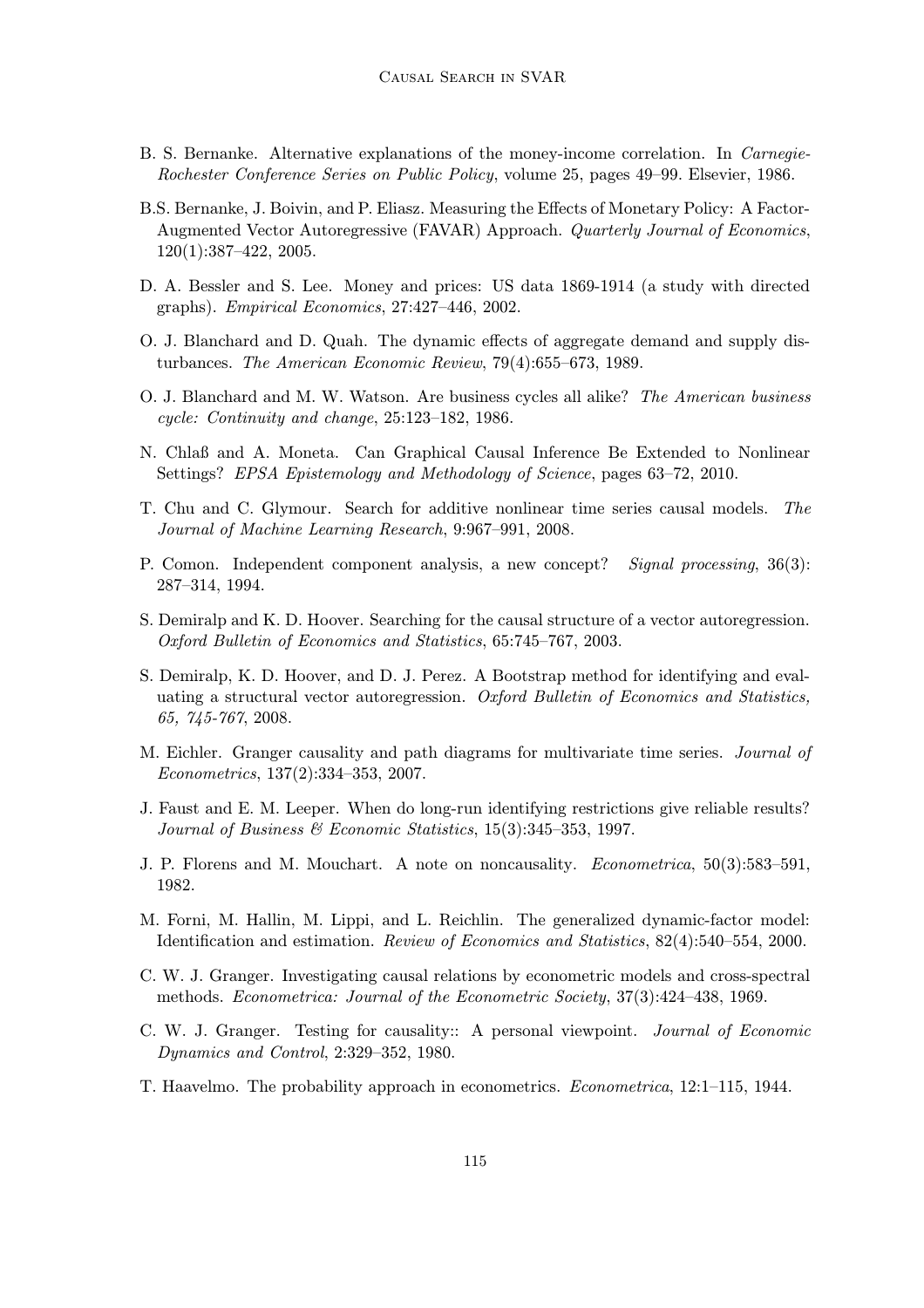B. S. Bernanke. Alternative explanations of the money-income correlation. In *Carnegie-Rochester Conference Series on Public Policy*, volume 25, pages 49–99. Elsevier, 1986.

B.S. Bernanke, J. Boivin, and P. Eliasz. Measuring the Effects of Monetary Policy: A Factor-Augmented Vector Autoregressive (FAVAR) Approach. *Quarterly Journal of Economics*, 120(1):387–422, 2005.

D. A. Bessler and S. Lee. Money and prices: US data 1869-1914 (a study with directed graphs). *Empirical Economics*, 27:427–446, 2002.

O. J. Blanchard and D. Quah. The dynamic effects of aggregate demand and supply disturbances. *The American Economic Review*, 79(4):655–673, 1989.

O. J. Blanchard and M. W. Watson. Are business cycles all alike? *The American business cycle: Continuity and change*, 25:123–182, 1986.

N. Chlaß and A. Moneta. Can Graphical Causal Inference Be Extended to Nonlinear Settings? *EPSA Epistemology and Methodology of Science*, pages 63–72, 2010.

T. Chu and C. Glymour. Search for additive nonlinear time series causal models. *The Journal of Machine Learning Research*, 9:967–991, 2008.

P. Comon. Independent component analysis, a new concept? *Signal processing*, 36(3): 287–314, 1994.

S. Demiralp and K. D. Hoover. Searching for the causal structure of a vector autoregression. *Oxford Bulletin of Economics and Statistics*, 65:745–767, 2003.

S. Demiralp, K. D. Hoover, and D. J. Perez. A Bootstrap method for identifying and evaluating a structural vector autoregression. *Oxford Bulletin of Economics and Statistics, 65, 745-767*, 2008.

M. Eichler. Granger causality and path diagrams for multivariate time series. *Journal of Econometrics*, 137(2):334–353, 2007.

J. Faust and E. M. Leeper. When do long-run identifying restrictions give reliable results? *Journal of Business & Economic Statistics*, 15(3):345–353, 1997.

J. P. Florens and M. Mouchart. A note on noncausality. *Econometrica*, 50(3):583–591, 1982.

M. Forni, M. Hallin, M. Lippi, and L. Reichlin. The generalized dynamic-factor model: Identification and estimation. *Review of Economics and Statistics*, 82(4):540–554, 2000.

C. W. J. Granger. Investigating causal relations by econometric models and cross-spectral methods. *Econometrica: Journal of the Econometric Society*, 37(3):424–438, 1969.

C. W. J. Granger. Testing for causality:: A personal viewpoint. *Journal of Economic Dynamics and Control*, 2:329–352, 1980.

T. Haavelmo. The probability approach in econometrics. *Econometrica*, 12:1–115, 1944.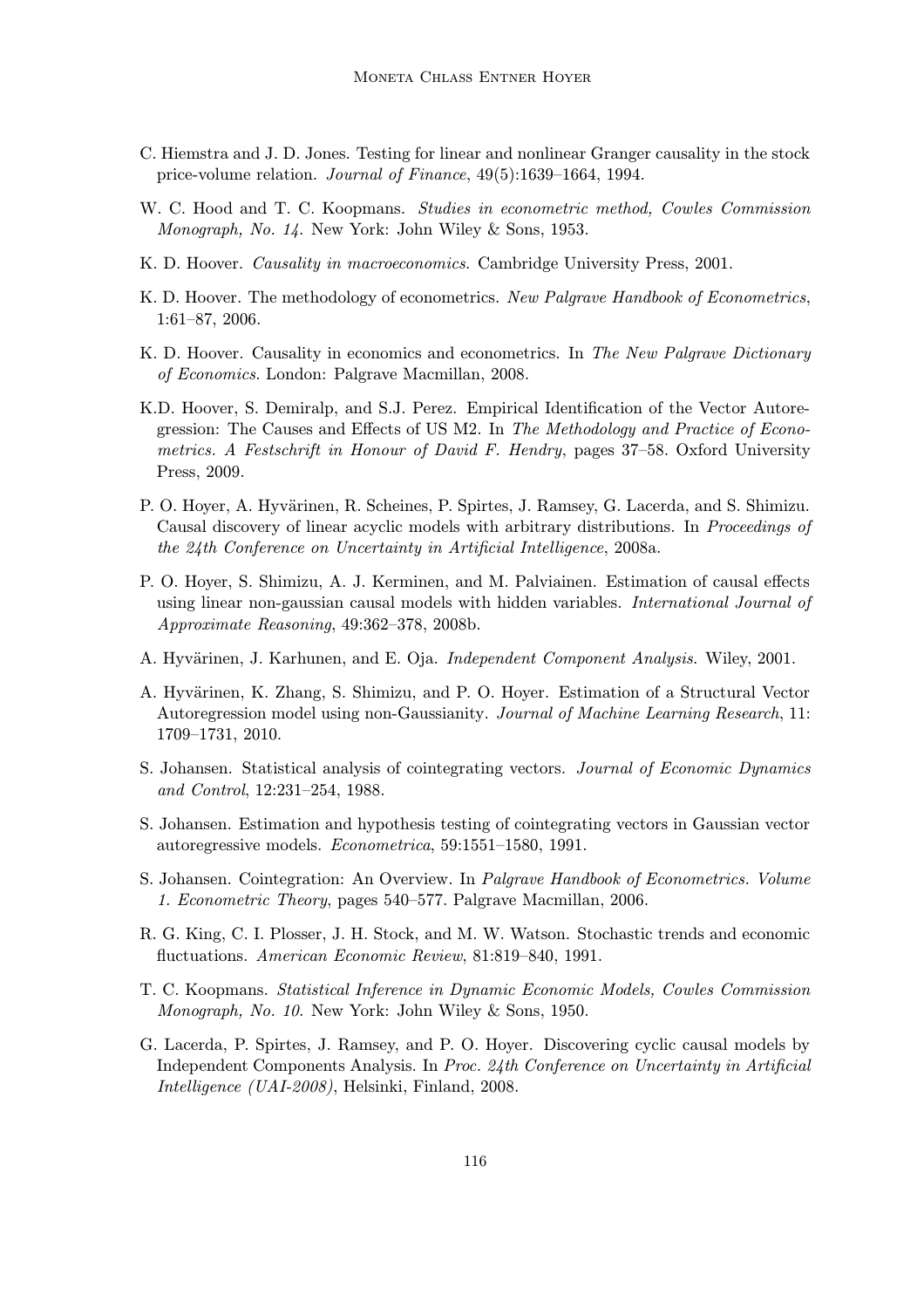C. Hiemstra and J. D. Jones. Testing for linear and nonlinear Granger causality in the stock price-volume relation. *Journal of Finance*, 49(5):1639–1664, 1994.

W. C. Hood and T. C. Koopmans. *Studies in econometric method, Cowles Commission Monograph, No. 14*. New York: John Wiley & Sons, 1953.

K. D. Hoover. *Causality in macroeconomics*. Cambridge University Press, 2001.

K. D. Hoover. The methodology of econometrics. *New Palgrave Handbook of Econometrics*, 1:61–87, 2006.

K. D. Hoover. Causality in economics and econometrics. In *The New Palgrave Dictionary of Economics*. London: Palgrave Macmillan, 2008.

K.D. Hoover, S. Demiralp, and S.J. Perez. Empirical Identification of the Vector Autoregression: The Causes and Effects of US M2. In *The Methodology and Practice of Econometrics. A Festschrift in Honour of David F. Hendry*, pages 37–58. Oxford University Press, 2009.

P. O. Hoyer, A. Hyvärinen, R. Scheines, P. Spirtes, J. Ramsey, G. Lacerda, and S. Shimizu. Causal discovery of linear acyclic models with arbitrary distributions. In *Proceedings of the 24th Conference on Uncertainty in Artificial Intelligence*, 2008a.

P. O. Hoyer, S. Shimizu, A. J. Kerminen, and M. Palviainen. Estimation of causal effects using linear non-gaussian causal models with hidden variables. *International Journal of Approximate Reasoning*, 49:362–378, 2008b.

A. Hyvärinen, J. Karhunen, and E. Oja. *Independent Component Analysis*. Wiley, 2001.

A. Hyvärinen, K. Zhang, S. Shimizu, and P. O. Hoyer. Estimation of a Structural Vector Autoregression model using non-Gaussianity. *Journal of Machine Learning Research*, 11: 1709–1731, 2010.

S. Johansen. Statistical analysis of cointegrating vectors. *Journal of Economic Dynamics and Control*, 12:231–254, 1988.

S. Johansen. Estimation and hypothesis testing of cointegrating vectors in Gaussian vector autoregressive models. *Econometrica*, 59:1551–1580, 1991.

S. Johansen. Cointegration: An Overview. In *Palgrave Handbook of Econometrics. Volume 1. Econometric Theory*, pages 540–577. Palgrave Macmillan, 2006.

R. G. King, C. I. Plosser, J. H. Stock, and M. W. Watson. Stochastic trends and economic fluctuations. *American Economic Review*, 81:819–840, 1991.

T. C. Koopmans. *Statistical Inference in Dynamic Economic Models, Cowles Commission Monograph, No. 10*. New York: John Wiley & Sons, 1950.

G. Lacerda, P. Spirtes, J. Ramsey, and P. O. Hoyer. Discovering cyclic causal models by Independent Components Analysis. In *Proc. 24th Conference on Uncertainty in Artificial Intelligence (UAI-2008)*, Helsinki, Finland, 2008.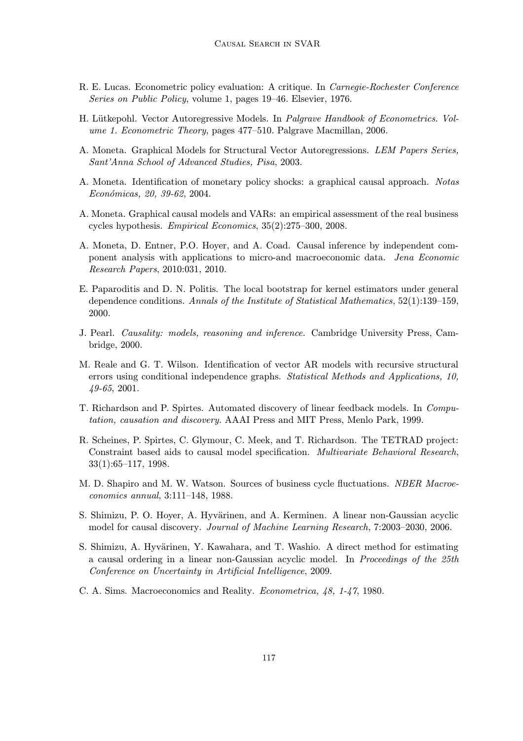R. E. Lucas. Econometric policy evaluation: A critique. In *Carnegie-Rochester Conference Series on Public Policy*, volume 1, pages 19–46. Elsevier, 1976.

H. Lütkepohl. Vector Autoregressive Models. In *Palgrave Handbook of Econometrics. Volume 1. Econometric Theory*, pages 477–510. Palgrave Macmillan, 2006.

A. Moneta. Graphical Models for Structural Vector Autoregressions. *LEM Papers Series, Sant'Anna School of Advanced Studies, Pisa*, 2003.

A. Moneta. Identification of monetary policy shocks: a graphical causal approach. *Notas Económicas, 20, 39-62*, 2004.

A. Moneta. Graphical causal models and VARs: an empirical assessment of the real business cycles hypothesis. *Empirical Economics*, 35(2):275–300, 2008.

A. Moneta, D. Entner, P.O. Hoyer, and A. Coad. Causal inference by independent component analysis with applications to micro-and macroeconomic data. *Jena Economic Research Papers*, 2010:031, 2010.

E. Paparoditis and D. N. Politis. The local bootstrap for kernel estimators under general dependence conditions. *Annals of the Institute of Statistical Mathematics*, 52(1):139–159, 2000.

J. Pearl. *Causality: models, reasoning and inference*. Cambridge University Press, Cambridge, 2000.

M. Reale and G. T. Wilson. Identification of vector AR models with recursive structural errors using conditional independence graphs. *Statistical Methods and Applications, 10, 49-65*, 2001.

T. Richardson and P. Spirtes. Automated discovery of linear feedback models. In *Computation, causation and discovery*. AAAI Press and MIT Press, Menlo Park, 1999.

R. Scheines, P. Spirtes, C. Glymour, C. Meek, and T. Richardson. The TETRAD project: Constraint based aids to causal model specification. *Multivariate Behavioral Research*, 33(1):65–117, 1998.

M. D. Shapiro and M. W. Watson. Sources of business cycle fluctuations. *NBER Macroeconomics annual*, 3:111–148, 1988.

S. Shimizu, P. O. Hoyer, A. Hyvärinen, and A. Kerminen. A linear non-Gaussian acyclic model for causal discovery. *Journal of Machine Learning Research*, 7:2003–2030, 2006.

S. Shimizu, A. Hyvärinen, Y. Kawahara, and T. Washio. A direct method for estimating a causal ordering in a linear non-Gaussian acyclic model. In *Proceedings of the 25th Conference on Uncertainty in Artificial Intelligence*, 2009.

C. A. Sims. Macroeconomics and Reality. *Econometrica, 48, 1-47*, 1980.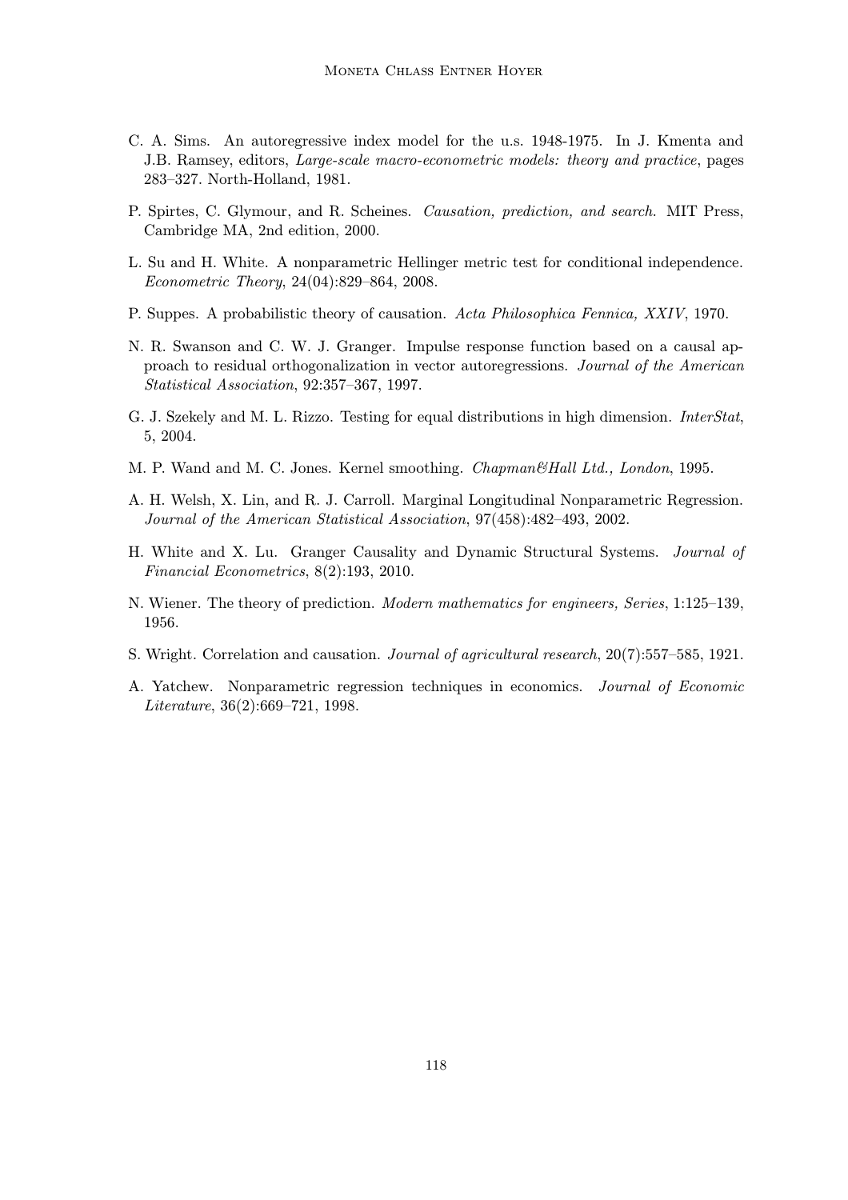C. A. Sims. An autoregressive index model for the u.s. 1948-1975. In J. Kmenta and J.B. Ramsey, editors, *Large-scale macro-econometric models: theory and practice*, pages 283–327. North-Holland, 1981.

P. Spirtes, C. Glymour, and R. Scheines. *Causation, prediction, and search*. MIT Press, Cambridge MA, 2nd edition, 2000.

L. Su and H. White. A nonparametric Hellinger metric test for conditional independence. *Econometric Theory*, 24(04):829–864, 2008.

P. Suppes. A probabilistic theory of causation. *Acta Philosophica Fennica, XXIV*, 1970.

N. R. Swanson and C. W. J. Granger. Impulse response function based on a causal approach to residual orthogonalization in vector autoregressions. *Journal of the American Statistical Association*, 92:357–367, 1997.

G. J. Szekely and M. L. Rizzo. Testing for equal distributions in high dimension. *InterStat*, 5, 2004.

M. P. Wand and M. C. Jones. Kernel smoothing. *Chapman&Hall Ltd., London*, 1995.

A. H. Welsh, X. Lin, and R. J. Carroll. Marginal Longitudinal Nonparametric Regression. *Journal of the American Statistical Association*, 97(458):482–493, 2002.

H. White and X. Lu. Granger Causality and Dynamic Structural Systems. *Journal of Financial Econometrics*, 8(2):193, 2010.

N. Wiener. The theory of prediction. *Modern mathematics for engineers, Series*, 1:125–139, 1956.

S. Wright. Correlation and causation. *Journal of agricultural research*, 20(7):557–585, 1921.

A. Yatchew. Nonparametric regression techniques in economics. *Journal of Economic Literature*, 36(2):669–721, 1998.